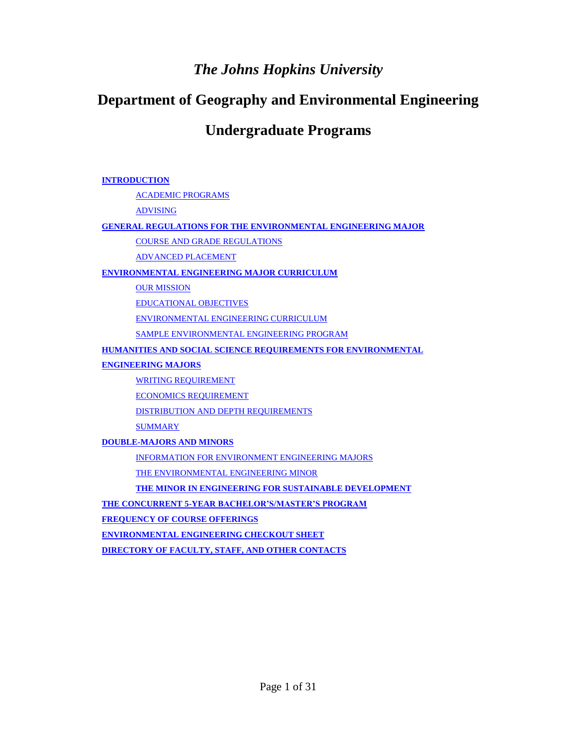# *The Johns Hopkins University*

# Department of Geography and Environmental Engineering

## Undergraduate Programs

**INTRODUCTION**

- ACADEMIC PROGRAMS
- ADVISING

**GENERAL REGULATIONS FOR THE ENVIRONMENTAL ENGINEERING MAJOR**

- COURSE AND GRADE REGULATIONS
- ADVANCED PLACEMENT

**ENVIRONMENTAL ENGINEERING MAJOR CURRICULUM**

- OUR MISSION
- EDUCATIONAL OBJECTIVES
- ENVIRONMENTAL ENGINEERING CURRICULUM
- SAMPLE ENVIRONMENTAL ENGINEERING PROGRAM

**HUMANITIES AND SOCIAL SCIENCE REQUIREMENTS FOR ENVIRONMENTAL ENGINEERING MAJORS**

- WRITING REQUIREMENT
- ECONOMICS REQUIREMENT
- DISTRIBUTION AND DEPTH REQUIREMENTS
- SUMMARY

**DOUBLE-MAJORS AND MINORS**

- INFORMATION FOR ENVIRONMENT ENGINEERING MAJORS
- THE ENVIRONMENTAL ENGINEERING MINOR
- **THE MINOR IN ENGINEERING FOR SUSTAINABLE DEVELOPMENT**

**THE CONCURRENT 5-YEAR BACHELOR'S/MASTER'S PROGRAM**

**FREQUENCY OF COURSE OFFERINGS**

**ENVIRONMENTAL ENGINEERING CHECKOUT SHEET**

**DIRECTORY OF FACULTY, STAFF, AND OTHER CONTACTS**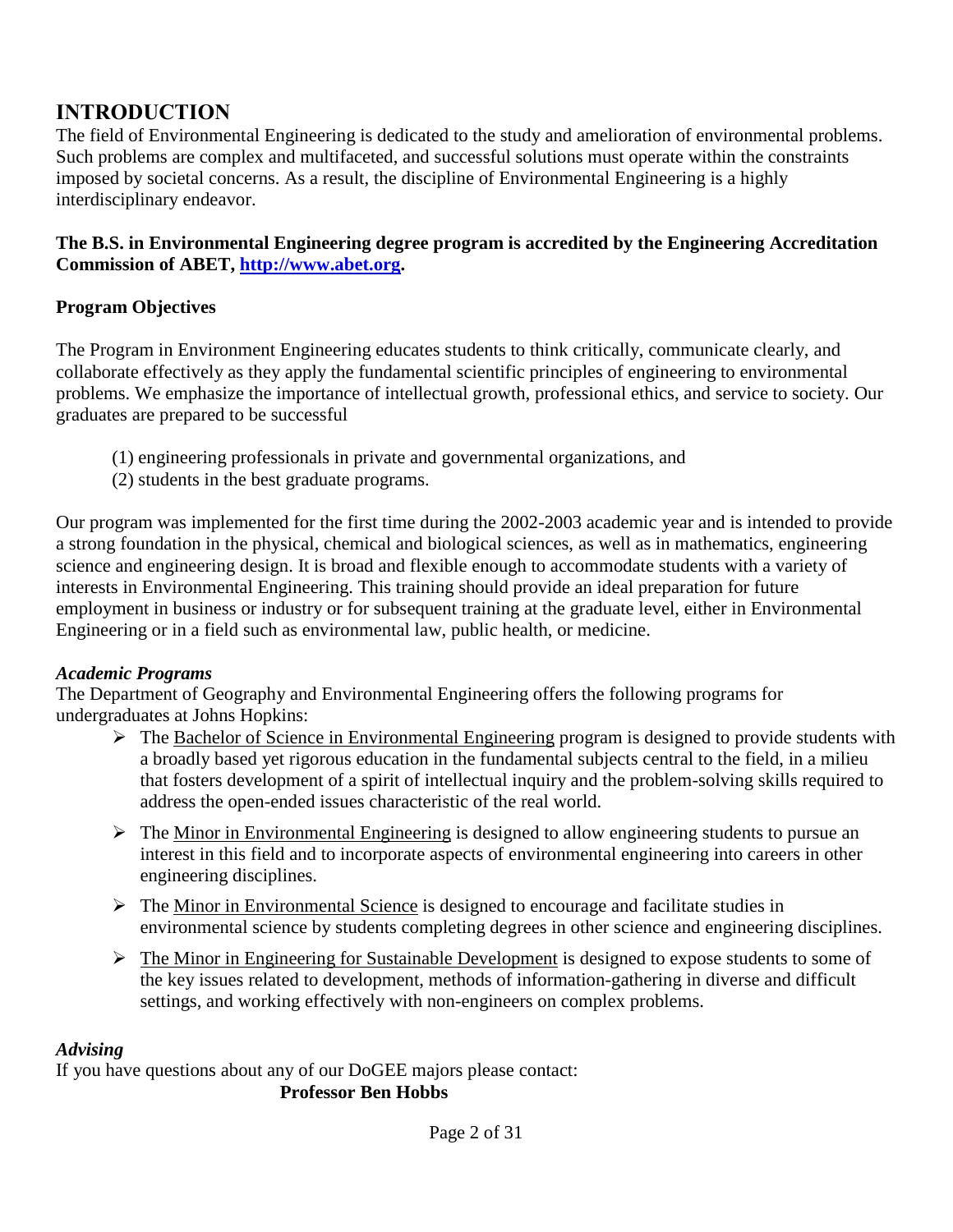# INTRODUCTION

The field of Environmental Engineering is dedicated to the study and amelioration of environmental problems. Such problems are complex and multifaceted, and successful solutions must operate within the constraints imposed by societal concerns. As a result, the discipline of Environmental Engineering is a highly interdisciplinary endeavor.

**The B.S. in Environmental Engineering degree program is accredited by the Engineering Accreditation Commission of ABET, [http://www.abet.org](http://www.abet.org).**

### Program Objectives

The Program in Environment Engineering educates students to think critically, communicate clearly, and collaborate effectively as they apply the fundamental scientific principles of engineering to environmental problems. We emphasize the importance of intellectual growth, professional ethics, and service to society. Our graduates are prepared to be successful

(1) engineering professionals in private and governmental organizations, and
(2) students in the best graduate programs.

Our program was implemented for the first time during the 2002-2003 academic year and is intended to provide a strong foundation in the physical, chemical and biological sciences, as well as in mathematics, engineering science and engineering design. It is broad and flexible enough to accommodate students with a variety of interests in Environmental Engineering. This training should provide an ideal preparation for future employment in business or industry or for subsequent training at the graduate level, either in Environmental Engineering or in a field such as environmental law, public health, or medicine.

### *Academic Programs*

The Department of Geography and Environmental Engineering offers the following programs for undergraduates at Johns Hopkins:

- The Bachelor of Science in Environmental Engineering program is designed to provide students with a broadly based yet rigorous education in the fundamental subjects central to the field, in a milieu that fosters development of a spirit of intellectual inquiry and the problem-solving skills required to address the open-ended issues characteristic of the real world.
- The Minor in Environmental Engineering is designed to allow engineering students to pursue an interest in this field and to incorporate aspects of environmental engineering into careers in other engineering disciplines.
- The Minor in Environmental Science is designed to encourage and facilitate studies in environmental science by students completing degrees in other science and engineering disciplines.
- The Minor in Engineering for Sustainable Development is designed to expose students to some of the key issues related to development, methods of information-gathering in diverse and difficult settings, and working effectively with non-engineers on complex problems.

### *Advising*

If you have questions about any of our DoGEE majors please contact:

**Professor Ben Hobbs**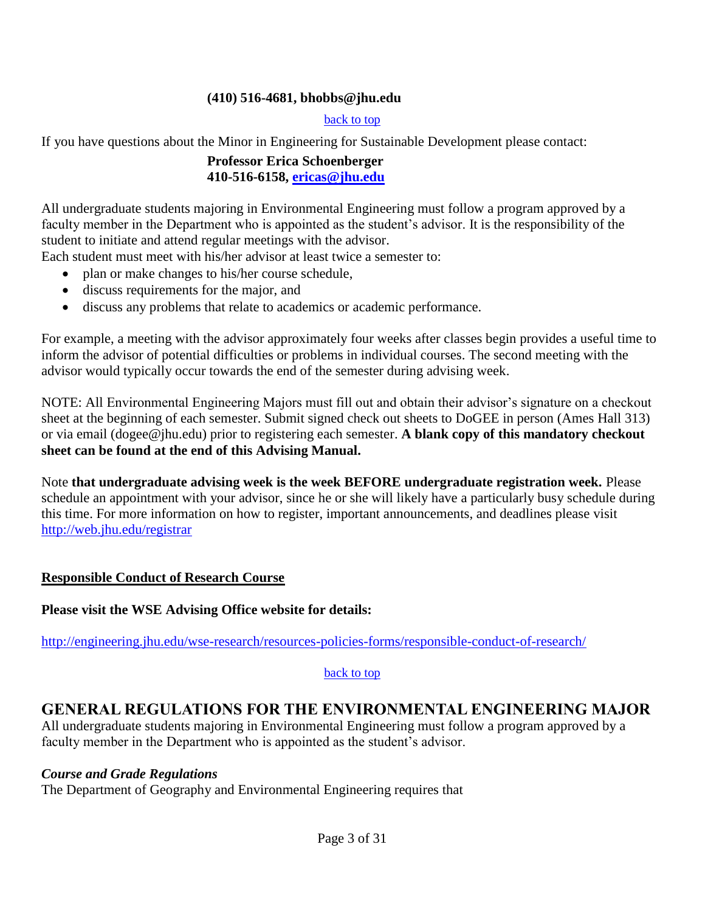**(410) 516-4681, bhobbs@jhu.edu**

[back to top]

If you have questions about the Minor in Engineering for Sustainable Development please contact:

**Professor Erica Schoenberger**
**410-516-6158, ericas@jhu.edu**

All undergraduate students majoring in Environmental Engineering must follow a program approved by a faculty member in the Department who is appointed as the student's advisor. It is the responsibility of the student to initiate and attend regular meetings with the advisor.
Each student must meet with his/her advisor at least twice a semester to:

- plan or make changes to his/her course schedule,
- discuss requirements for the major, and
- discuss any problems that relate to academics or academic performance.

For example, a meeting with the advisor approximately four weeks after classes begin provides a useful time to inform the advisor of potential difficulties or problems in individual courses. The second meeting with the advisor would typically occur towards the end of the semester during advising week.

NOTE: All Environmental Engineering Majors must fill out and obtain their advisor's signature on a checkout sheet at the beginning of each semester. Submit signed check out sheets to DoGEE in person (Ames Hall 313) or via email (dogee@jhu.edu) prior to registering each semester. **A blank copy of this mandatory checkout sheet can be found at the end of this Advising Manual.**

Note **that undergraduate advising week is the week BEFORE undergraduate registration week.** Please schedule an appointment with your advisor, since he or she will likely have a particularly busy schedule during this time. For more information on how to register, important announcements, and deadlines please visit http://web.jhu.edu/registrar

**Responsible Conduct of Research Course**

**Please visit the WSE Advising Office website for details:**

http://engineering.jhu.edu/wse-research/resources-policies-forms/responsible-conduct-of-research/

[back to top]

## GENERAL REGULATIONS FOR THE ENVIRONMENTAL ENGINEERING MAJOR

All undergraduate students majoring in Environmental Engineering must follow a program approved by a faculty member in the Department who is appointed as the student's advisor.

### *Course and Grade Regulations*

The Department of Geography and Environmental Engineering requires that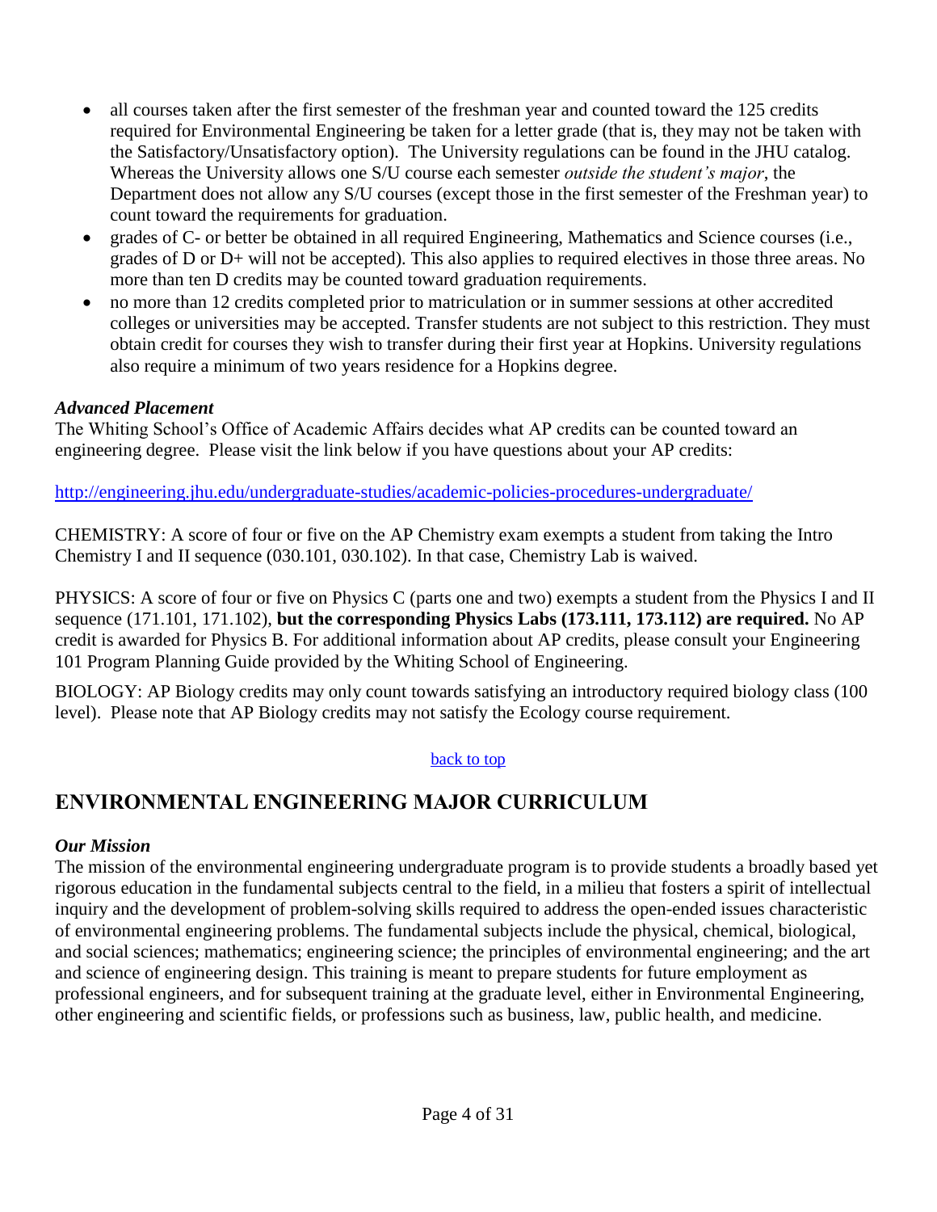- all courses taken after the first semester of the freshman year and counted toward the 125 credits required for Environmental Engineering be taken for a letter grade (that is, they may not be taken with the Satisfactory/Unsatisfactory option). The University regulations can be found in the JHU catalog. Whereas the University allows one S/U course each semester *outside the student's major*, the Department does not allow any S/U courses (except those in the first semester of the Freshman year) to count toward the requirements for graduation.
- grades of C- or better be obtained in all required Engineering, Mathematics and Science courses (i.e., grades of D or D+ will not be accepted). This also applies to required electives in those three areas. No more than ten D credits may be counted toward graduation requirements.
- no more than 12 credits completed prior to matriculation or in summer sessions at other accredited colleges or universities may be accepted. Transfer students are not subject to this restriction. They must obtain credit for courses they wish to transfer during their first year at Hopkins. University regulations also require a minimum of two years residence for a Hopkins degree.

### *Advanced Placement*

The Whiting School's Office of Academic Affairs decides what AP credits can be counted toward an engineering degree. Please visit the link below if you have questions about your AP credits:

http://engineering.jhu.edu/undergraduate-studies/academic-policies-procedures-undergraduate/

CHEMISTRY: A score of four or five on the AP Chemistry exam exempts a student from taking the Intro Chemistry I and II sequence (030.101, 030.102). In that case, Chemistry Lab is waived.

PHYSICS: A score of four or five on Physics C (parts one and two) exempts a student from the Physics I and II sequence (171.101, 171.102), **but the corresponding Physics Labs (173.111, 173.112) are required.** No AP credit is awarded for Physics B. For additional information about AP credits, please consult your Engineering 101 Program Planning Guide provided by the Whiting School of Engineering.

BIOLOGY: AP Biology credits may only count towards satisfying an introductory required biology class (100 level). Please note that AP Biology credits may not satisfy the Ecology course requirement.

back to top

## ENVIRONMENTAL ENGINEERING MAJOR CURRICULUM

### *Our Mission*

The mission of the environmental engineering undergraduate program is to provide students a broadly based yet rigorous education in the fundamental subjects central to the field, in a milieu that fosters a spirit of intellectual inquiry and the development of problem-solving skills required to address the open-ended issues characteristic of environmental engineering problems. The fundamental subjects include the physical, chemical, biological, and social sciences; mathematics; engineering science; the principles of environmental engineering; and the art and science of engineering design. This training is meant to prepare students for future employment as professional engineers, and for subsequent training at the graduate level, either in Environmental Engineering, other engineering and scientific fields, or professions such as business, law, public health, and medicine.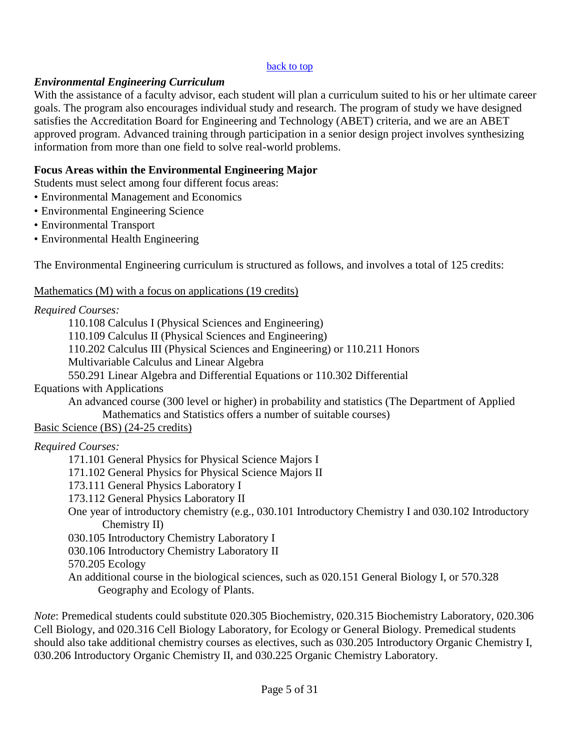[back to top]

### *Environmental Engineering Curriculum*

With the assistance of a faculty advisor, each student will plan a curriculum suited to his or her ultimate career goals. The program also encourages individual study and research. The program of study we have designed satisfies the Accreditation Board for Engineering and Technology (ABET) criteria, and we are an ABET approved program. Advanced training through participation in a senior design project involves synthesizing information from more than one field to solve real-world problems.

**Focus Areas within the Environmental Engineering Major**

Students must select among four different focus areas:

- Environmental Management and Economics
- Environmental Engineering Science
- Environmental Transport
- Environmental Health Engineering

The Environmental Engineering curriculum is structured as follows, and involves a total of 125 credits:

Mathematics (M) with a focus on applications (19 credits)

*Required Courses:*

- 110.108 Calculus I (Physical Sciences and Engineering)
- 110.109 Calculus II (Physical Sciences and Engineering)
- 110.202 Calculus III (Physical Sciences and Engineering) or 110.211 Honors Multivariable Calculus and Linear Algebra
- 550.291 Linear Algebra and Differential Equations or 110.302 Differential Equations with Applications
- An advanced course (300 level or higher) in probability and statistics (The Department of Applied Mathematics and Statistics offers a number of suitable courses)

Basic Science (BS) (24-25 credits)

*Required Courses:*

- 171.101 General Physics for Physical Science Majors I
- 171.102 General Physics for Physical Science Majors II
- 173.111 General Physics Laboratory I
- 173.112 General Physics Laboratory II
- One year of introductory chemistry (e.g., 030.101 Introductory Chemistry I and 030.102 Introductory Chemistry II)
- 030.105 Introductory Chemistry Laboratory I
- 030.106 Introductory Chemistry Laboratory II
- 570.205 Ecology
- An additional course in the biological sciences, such as 020.151 General Biology I, or 570.328 Geography and Ecology of Plants.

*Note*: Premedical students could substitute 020.305 Biochemistry, 020.315 Biochemistry Laboratory, 020.306 Cell Biology, and 020.316 Cell Biology Laboratory, for Ecology or General Biology. Premedical students should also take additional chemistry courses as electives, such as 030.205 Introductory Organic Chemistry I, 030.206 Introductory Organic Chemistry II, and 030.225 Organic Chemistry Laboratory.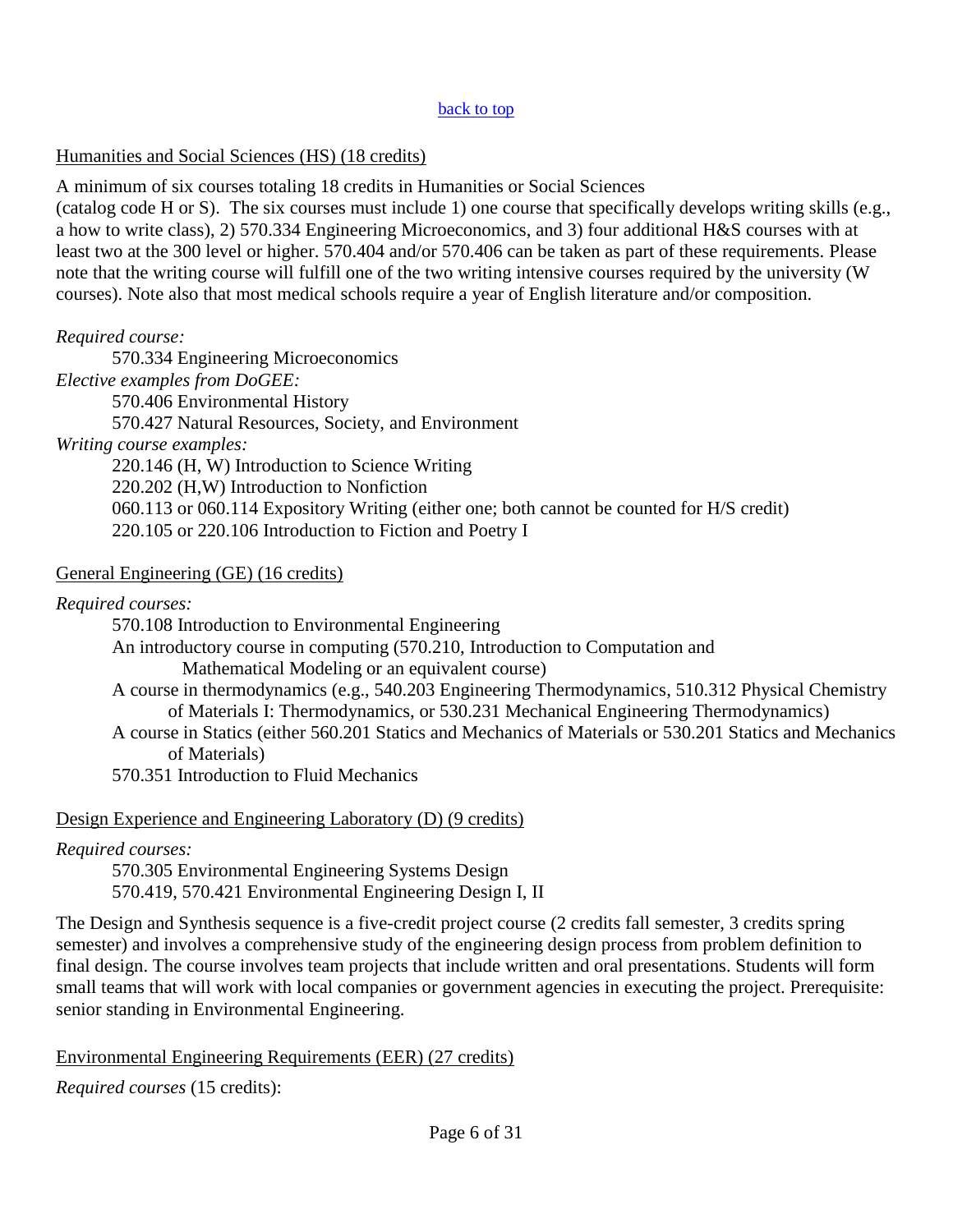[back to top]

Humanities and Social Sciences (HS) (18 credits)

A minimum of six courses totaling 18 credits in Humanities or Social Sciences (catalog code H or S). The six courses must include 1) one course that specifically develops writing skills (e.g., a how to write class), 2) 570.334 Engineering Microeconomics, and 3) four additional H&S courses with at least two at the 300 level or higher. 570.404 and/or 570.406 can be taken as part of these requirements. Please note that the writing course will fulfill one of the two writing intensive courses required by the university (W courses). Note also that most medical schools require a year of English literature and/or composition.

*Required course:*

- 570.334 Engineering Microeconomics

*Elective examples from DoGEE:*

- 570.406 Environmental History
- 570.427 Natural Resources, Society, and Environment

*Writing course examples:*

- 220.146 (H, W) Introduction to Science Writing
- 220.202 (H,W) Introduction to Nonfiction
- 060.113 or 060.114 Expository Writing (either one; both cannot be counted for H/S credit)
- 220.105 or 220.106 Introduction to Fiction and Poetry I

General Engineering (GE) (16 credits)

*Required courses:*

- 570.108 Introduction to Environmental Engineering
- An introductory course in computing (570.210, Introduction to Computation and Mathematical Modeling or an equivalent course)
- A course in thermodynamics (e.g., 540.203 Engineering Thermodynamics, 510.312 Physical Chemistry of Materials I: Thermodynamics, or 530.231 Mechanical Engineering Thermodynamics)
- A course in Statics (either 560.201 Statics and Mechanics of Materials or 530.201 Statics and Mechanics of Materials)
- 570.351 Introduction to Fluid Mechanics

Design Experience and Engineering Laboratory (D) (9 credits)

*Required courses:*

- 570.305 Environmental Engineering Systems Design
- 570.419, 570.421 Environmental Engineering Design I, II

The Design and Synthesis sequence is a five-credit project course (2 credits fall semester, 3 credits spring semester) and involves a comprehensive study of the engineering design process from problem definition to final design. The course involves team projects that include written and oral presentations. Students will form small teams that will work with local companies or government agencies in executing the project. Prerequisite: senior standing in Environmental Engineering.

Environmental Engineering Requirements (EER) (27 credits)

*Required courses* (15 credits):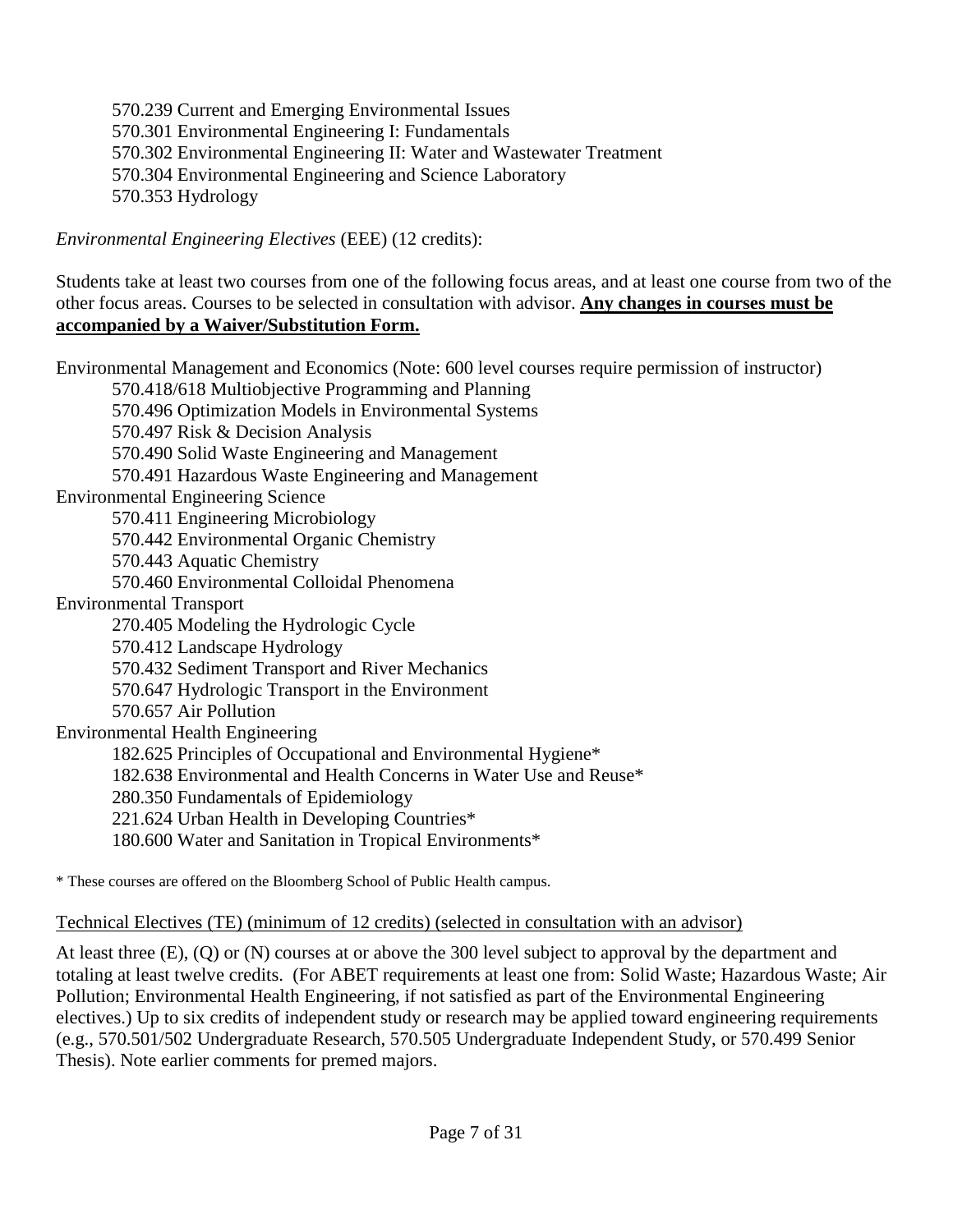570.239 Current and Emerging Environmental Issues
570.301 Environmental Engineering I: Fundamentals
570.302 Environmental Engineering II: Water and Wastewater Treatment
570.304 Environmental Engineering and Science Laboratory
570.353 Hydrology

*Environmental Engineering Electives* (EEE) (12 credits):

Students take at least two courses from one of the following focus areas, and at least one course from two of the other focus areas. Courses to be selected in consultation with advisor. **<u>Any changes in courses must be accompanied by a Waiver/Substitution Form.</u>**

Environmental Management and Economics (Note: 600 level courses require permission of instructor)

- 570.418/618 Multiobjective Programming and Planning
- 570.496 Optimization Models in Environmental Systems
- 570.497 Risk & Decision Analysis
- 570.490 Solid Waste Engineering and Management
- 570.491 Hazardous Waste Engineering and Management

Environmental Engineering Science

- 570.411 Engineering Microbiology
- 570.442 Environmental Organic Chemistry
- 570.443 Aquatic Chemistry
- 570.460 Environmental Colloidal Phenomena

Environmental Transport

- 270.405 Modeling the Hydrologic Cycle
- 570.412 Landscape Hydrology
- 570.432 Sediment Transport and River Mechanics
- 570.647 Hydrologic Transport in the Environment
- 570.657 Air Pollution

Environmental Health Engineering

- 182.625 Principles of Occupational and Environmental Hygiene*
- 182.638 Environmental and Health Concerns in Water Use and Reuse*
- 280.350 Fundamentals of Epidemiology
- 221.624 Urban Health in Developing Countries*
- 180.600 Water and Sanitation in Tropical Environments*

\* These courses are offered on the Bloomberg School of Public Health campus.

<u>Technical Electives (TE) (minimum of 12 credits) (selected in consultation with an advisor)</u>

At least three (E), (Q) or (N) courses at or above the 300 level subject to approval by the department and totaling at least twelve credits. (For ABET requirements at least one from: Solid Waste; Hazardous Waste; Air Pollution; Environmental Health Engineering, if not satisfied as part of the Environmental Engineering electives.) Up to six credits of independent study or research may be applied toward engineering requirements (e.g., 570.501/502 Undergraduate Research, 570.505 Undergraduate Independent Study, or 570.499 Senior Thesis). Note earlier comments for premed majors.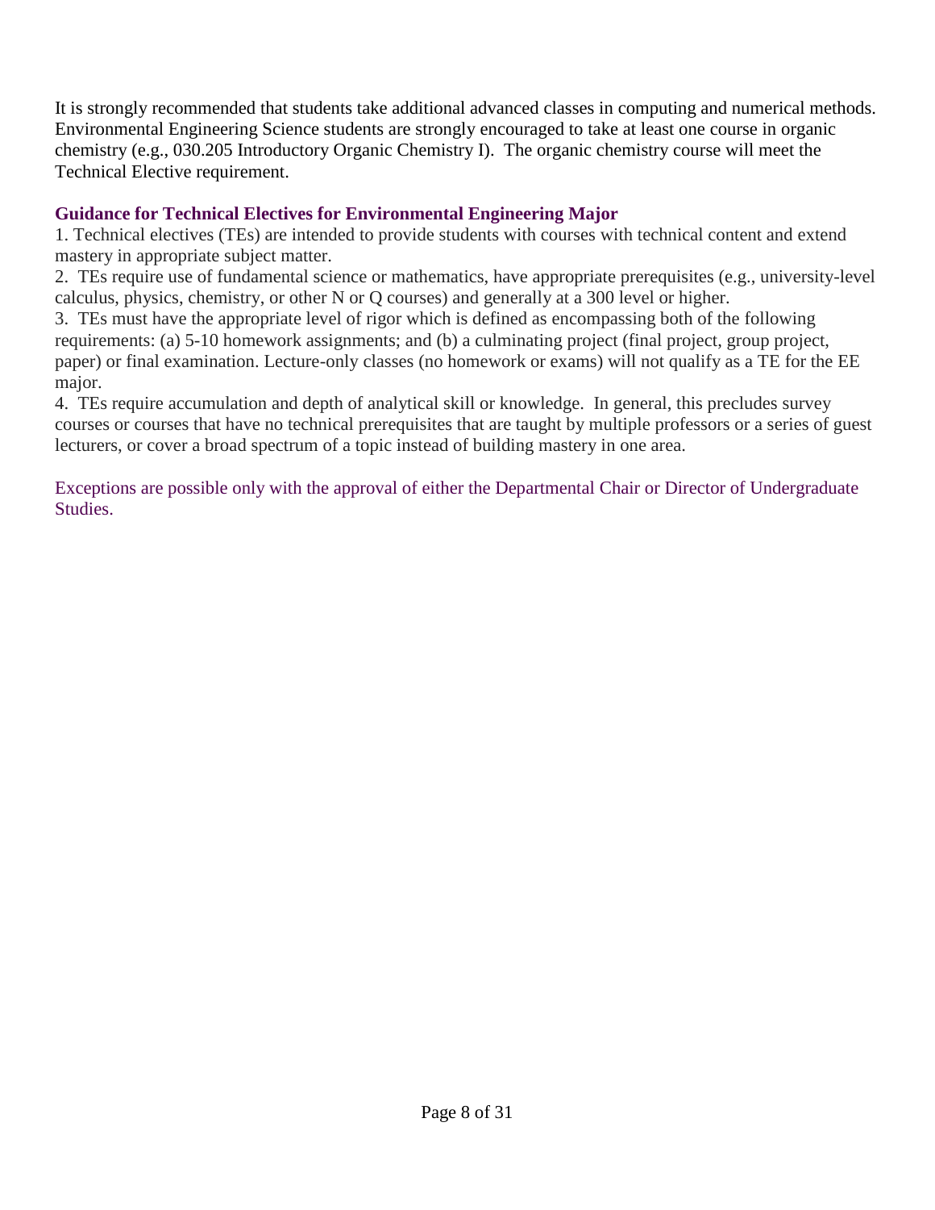It is strongly recommended that students take additional advanced classes in computing and numerical methods. Environmental Engineering Science students are strongly encouraged to take at least one course in organic chemistry (e.g., 030.205 Introductory Organic Chemistry I). The organic chemistry course will meet the Technical Elective requirement.

### Guidance for Technical Electives for Environmental Engineering Major

1. Technical electives (TEs) are intended to provide students with courses with technical content and extend mastery in appropriate subject matter.
2. TEs require use of fundamental science or mathematics, have appropriate prerequisites (e.g., university-level calculus, physics, chemistry, or other N or Q courses) and generally at a 300 level or higher.
3. TEs must have the appropriate level of rigor which is defined as encompassing both of the following requirements: (a) 5-10 homework assignments; and (b) a culminating project (final project, group project, paper) or final examination. Lecture-only classes (no homework or exams) will not qualify as a TE for the EE major.
4. TEs require accumulation and depth of analytical skill or knowledge. In general, this precludes survey courses or courses that have no technical prerequisites that are taught by multiple professors or a series of guest lecturers, or cover a broad spectrum of a topic instead of building mastery in one area.

Exceptions are possible only with the approval of either the Departmental Chair or Director of Undergraduate Studies.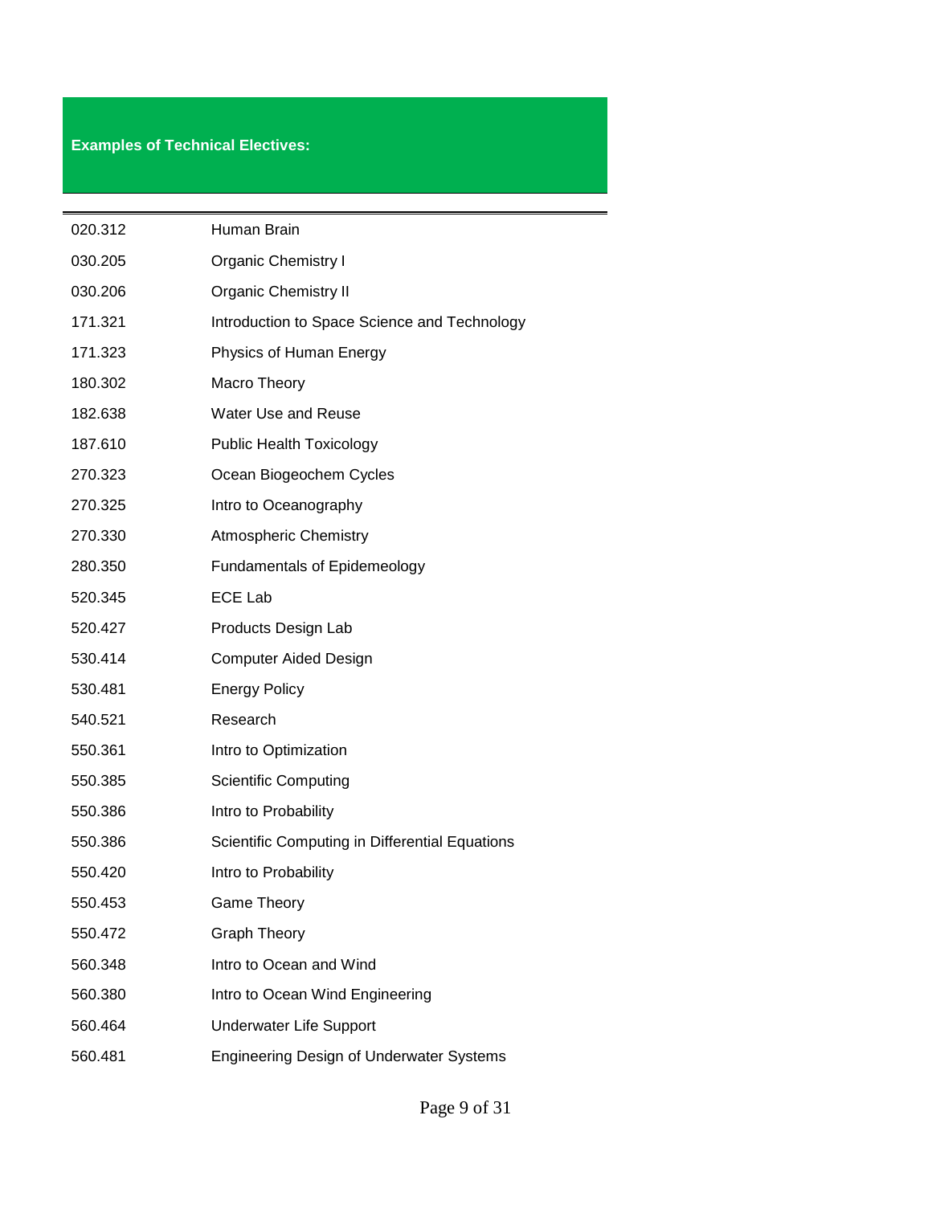**Examples of Technical Electives:**

| | |
|---|---|
| 020.312 | Human Brain |
| 030.205 | Organic Chemistry I |
| 030.206 | Organic Chemistry II |
| 171.321 | Introduction to Space Science and Technology |
| 171.323 | Physics of Human Energy |
| 180.302 | Macro Theory |
| 182.638 | Water Use and Reuse |
| 187.610 | Public Health Toxicology |
| 270.323 | Ocean Biogeochem Cycles |
| 270.325 | Intro to Oceanography |
| 270.330 | Atmospheric Chemistry |
| 280.350 | Fundamentals of Epidemeology |
| 520.345 | ECE Lab |
| 520.427 | Products Design Lab |
| 530.414 | Computer Aided Design |
| 530.481 | Energy Policy |
| 540.521 | Research |
| 550.361 | Intro to Optimization |
| 550.385 | Scientific Computing |
| 550.386 | Intro to Probability |
| 550.386 | Scientific Computing in Differential Equations |
| 550.420 | Intro to Probability |
| 550.453 | Game Theory |
| 550.472 | Graph Theory |
| 560.348 | Intro to Ocean and Wind |
| 560.380 | Intro to Ocean Wind Engineering |
| 560.464 | Underwater Life Support |
| 560.481 | Engineering Design of Underwater Systems |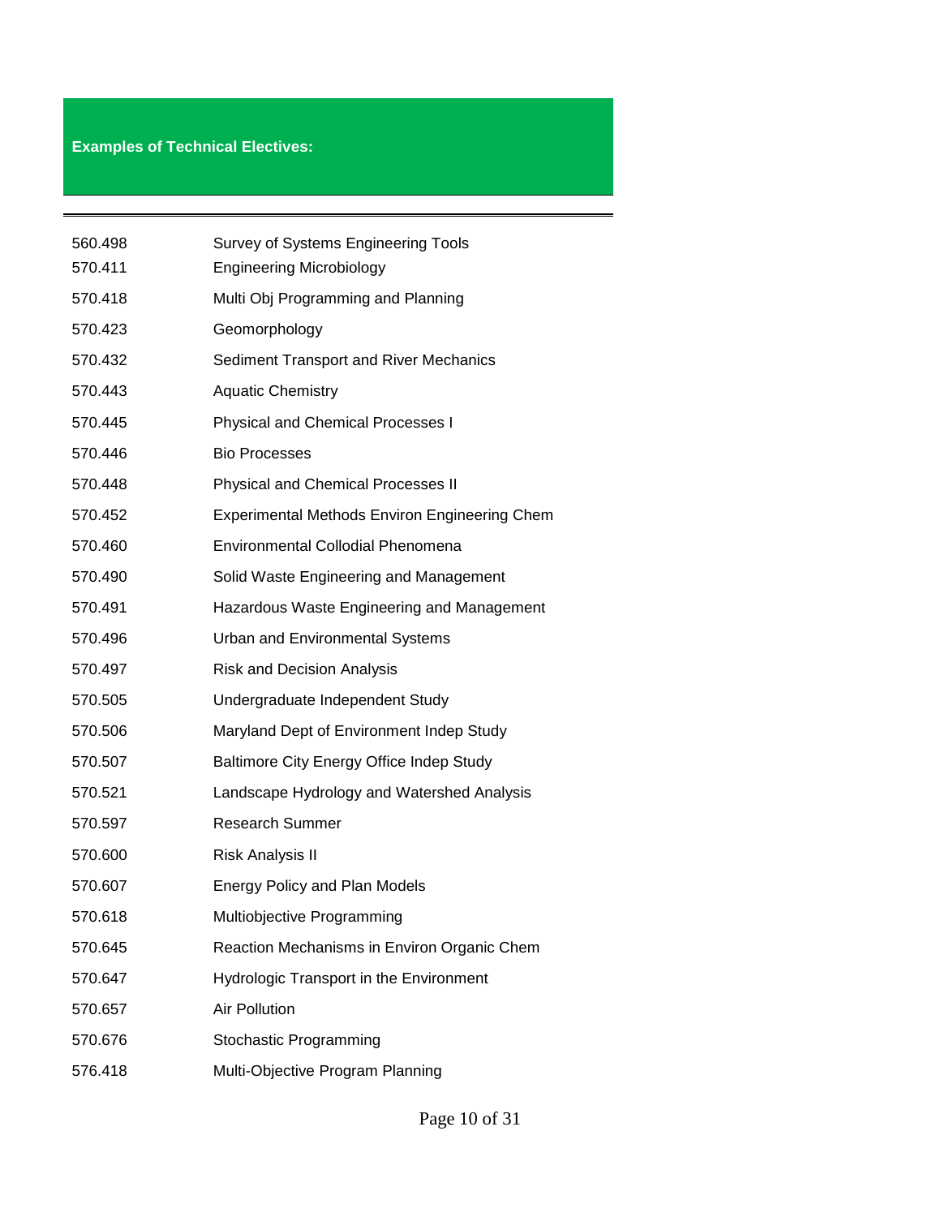**Examples of Technical Electives:**

| | |
|---|---|
| 560.498 | Survey of Systems Engineering Tools |
| 570.411 | Engineering Microbiology |
| 570.418 | Multi Obj Programming and Planning |
| 570.423 | Geomorphology |
| 570.432 | Sediment Transport and River Mechanics |
| 570.443 | Aquatic Chemistry |
| 570.445 | Physical and Chemical Processes I |
| 570.446 | Bio Processes |
| 570.448 | Physical and Chemical Processes II |
| 570.452 | Experimental Methods Environ Engineering Chem |
| 570.460 | Environmental Collodial Phenomena |
| 570.490 | Solid Waste Engineering and Management |
| 570.491 | Hazardous Waste Engineering and Management |
| 570.496 | Urban and Environmental Systems |
| 570.497 | Risk and Decision Analysis |
| 570.505 | Undergraduate Independent Study |
| 570.506 | Maryland Dept of Environment Indep Study |
| 570.507 | Baltimore City Energy Office Indep Study |
| 570.521 | Landscape Hydrology and Watershed Analysis |
| 570.597 | Research Summer |
| 570.600 | Risk Analysis II |
| 570.607 | Energy Policy and Plan Models |
| 570.618 | Multiobjective Programming |
| 570.645 | Reaction Mechanisms in Environ Organic Chem |
| 570.647 | Hydrologic Transport in the Environment |
| 570.657 | Air Pollution |
| 570.676 | Stochastic Programming |
| 576.418 | Multi-Objective Program Planning |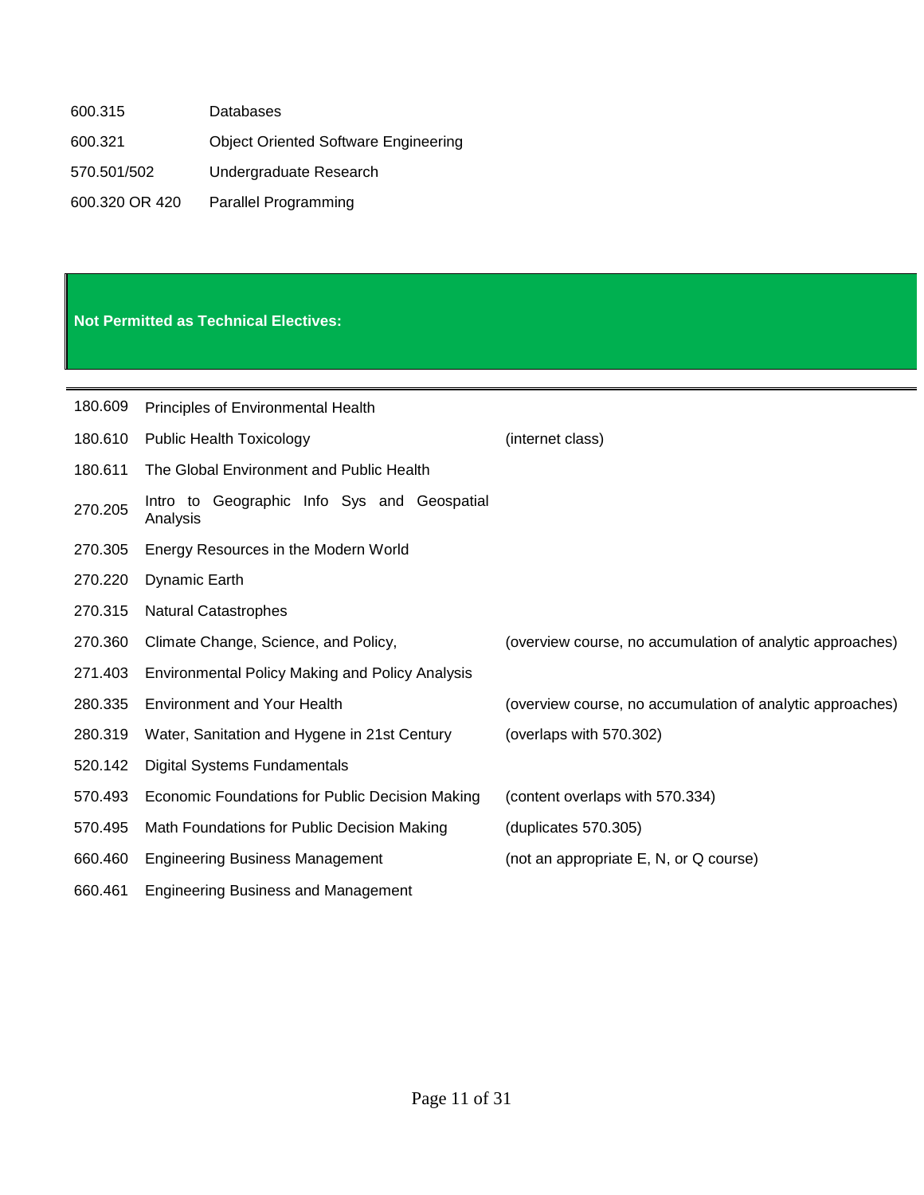| | |
|---|---|
| 600.315 | Databases |
| 600.321 | Object Oriented Software Engineering |
| 570.501/502 | Undergraduate Research |
| 600.320 OR 420 | Parallel Programming |

## Not Permitted as Technical Electives:

| | | |
|---|---|---|
| 180.609 | Principles of Environmental Health | |
| 180.610 | Public Health Toxicology | (internet class) |
| 180.611 | The Global Environment and Public Health | |
| 270.205 | Intro to Geographic Info Sys and Geospatial Analysis | |
| 270.305 | Energy Resources in the Modern World | |
| 270.220 | Dynamic Earth | |
| 270.315 | Natural Catastrophes | |
| 270.360 | Climate Change, Science, and Policy, | (overview course, no accumulation of analytic approaches) |
| 271.403 | Environmental Policy Making and Policy Analysis | |
| 280.335 | Environment and Your Health | (overview course, no accumulation of analytic approaches) |
| 280.319 | Water, Sanitation and Hygene in 21st Century | (overlaps with 570.302) |
| 520.142 | Digital Systems Fundamentals | |
| 570.493 | Economic Foundations for Public Decision Making | (content overlaps with 570.334) |
| 570.495 | Math Foundations for Public Decision Making | (duplicates 570.305) |
| 660.460 | Engineering Business Management | (not an appropriate E, N, or Q course) |
| 660.461 | Engineering Business and Management | |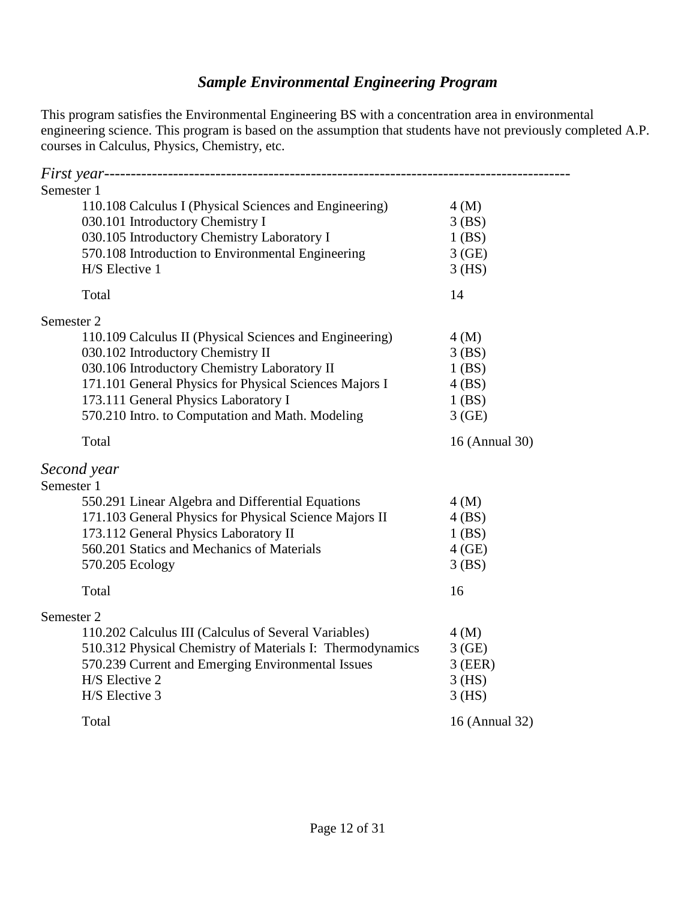## *Sample Environmental Engineering Program*

This program satisfies the Environmental Engineering BS with a concentration area in environmental engineering science. This program is based on the assumption that students have not previously completed A.P. courses in Calculus, Physics, Chemistry, etc.

### *First year*

**Semester 1**

| Course | Credits |
|---|---|
| 110.108 Calculus I (Physical Sciences and Engineering) | 4 (M) |
| 030.101 Introductory Chemistry I | 3 (BS) |
| 030.105 Introductory Chemistry Laboratory I | 1 (BS) |
| 570.108 Introduction to Environmental Engineering | 3 (GE) |
| H/S Elective 1 | 3 (HS) |
| Total | 14 |

**Semester 2**

| Course | Credits |
|---|---|
| 110.109 Calculus II (Physical Sciences and Engineering) | 4 (M) |
| 030.102 Introductory Chemistry II | 3 (BS) |
| 030.106 Introductory Chemistry Laboratory II | 1 (BS) |
| 171.101 General Physics for Physical Sciences Majors I | 4 (BS) |
| 173.111 General Physics Laboratory I | 1 (BS) |
| 570.210 Intro. to Computation and Math. Modeling | 3 (GE) |
| Total | 16 (Annual 30) |

### *Second year*

**Semester 1**

| Course | Credits |
|---|---|
| 550.291 Linear Algebra and Differential Equations | 4 (M) |
| 171.103 General Physics for Physical Science Majors II | 4 (BS) |
| 173.112 General Physics Laboratory II | 1 (BS) |
| 560.201 Statics and Mechanics of Materials | 4 (GE) |
| 570.205 Ecology | 3 (BS) |
| Total | 16 |

**Semester 2**

| Course | Credits |
|---|---|
| 110.202 Calculus III (Calculus of Several Variables) | 4 (M) |
| 510.312 Physical Chemistry of Materials I: Thermodynamics | 3 (GE) |
| 570.239 Current and Emerging Environmental Issues | 3 (EER) |
| H/S Elective 2 | 3 (HS) |
| H/S Elective 3 | 3 (HS) |
| Total | 16 (Annual 32) |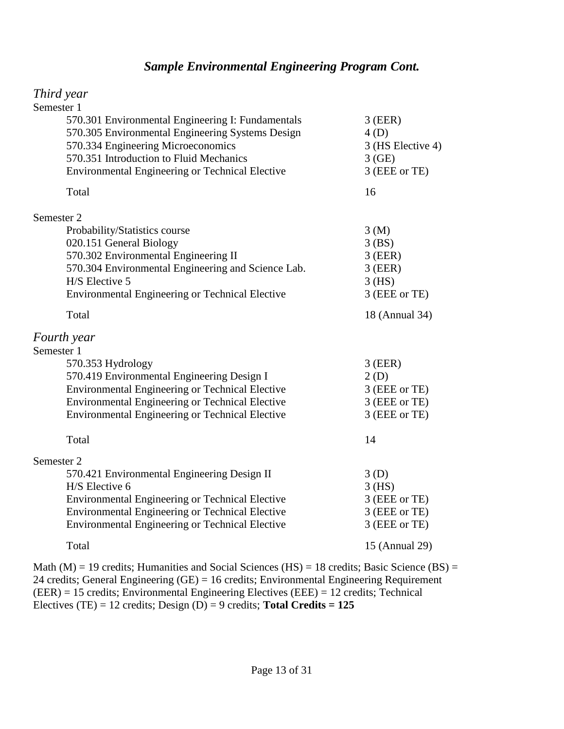## *Sample Environmental Engineering Program Cont.*

### *Third year*

Semester 1

| Course | Credits |
|---|---|
| 570.301 Environmental Engineering I: Fundamentals | 3 (EER) |
| 570.305 Environmental Engineering Systems Design | 4 (D) |
| 570.334 Engineering Microeconomics | 3 (HS Elective 4) |
| 570.351 Introduction to Fluid Mechanics | 3 (GE) |
| Environmental Engineering or Technical Elective | 3 (EEE or TE) |
| Total | 16 |

Semester 2

| Course | Credits |
|---|---|
| Probability/Statistics course | 3 (M) |
| 020.151 General Biology | 3 (BS) |
| 570.302 Environmental Engineering II | 3 (EER) |
| 570.304 Environmental Engineering and Science Lab. | 3 (EER) |
| H/S Elective 5 | 3 (HS) |
| Environmental Engineering or Technical Elective | 3 (EEE or TE) |
| Total | 18 (Annual 34) |

### *Fourth year*

Semester 1

| Course | Credits |
|---|---|
| 570.353 Hydrology | 3 (EER) |
| 570.419 Environmental Engineering Design I | 2 (D) |
| Environmental Engineering or Technical Elective | 3 (EEE or TE) |
| Environmental Engineering or Technical Elective | 3 (EEE or TE) |
| Environmental Engineering or Technical Elective | 3 (EEE or TE) |
| Total | 14 |

Semester 2

| Course | Credits |
|---|---|
| 570.421 Environmental Engineering Design II | 3 (D) |
| H/S Elective 6 | 3 (HS) |
| Environmental Engineering or Technical Elective | 3 (EEE or TE) |
| Environmental Engineering or Technical Elective | 3 (EEE or TE) |
| Environmental Engineering or Technical Elective | 3 (EEE or TE) |
| Total | 15 (Annual 29) |

Math (M) = 19 credits; Humanities and Social Sciences (HS) = 18 credits; Basic Science (BS) = 24 credits; General Engineering (GE) = 16 credits; Environmental Engineering Requirement (EER) = 15 credits; Environmental Engineering Electives (EEE) = 12 credits; Technical Electives (TE) = 12 credits; Design (D) = 9 credits; **Total Credits = 125**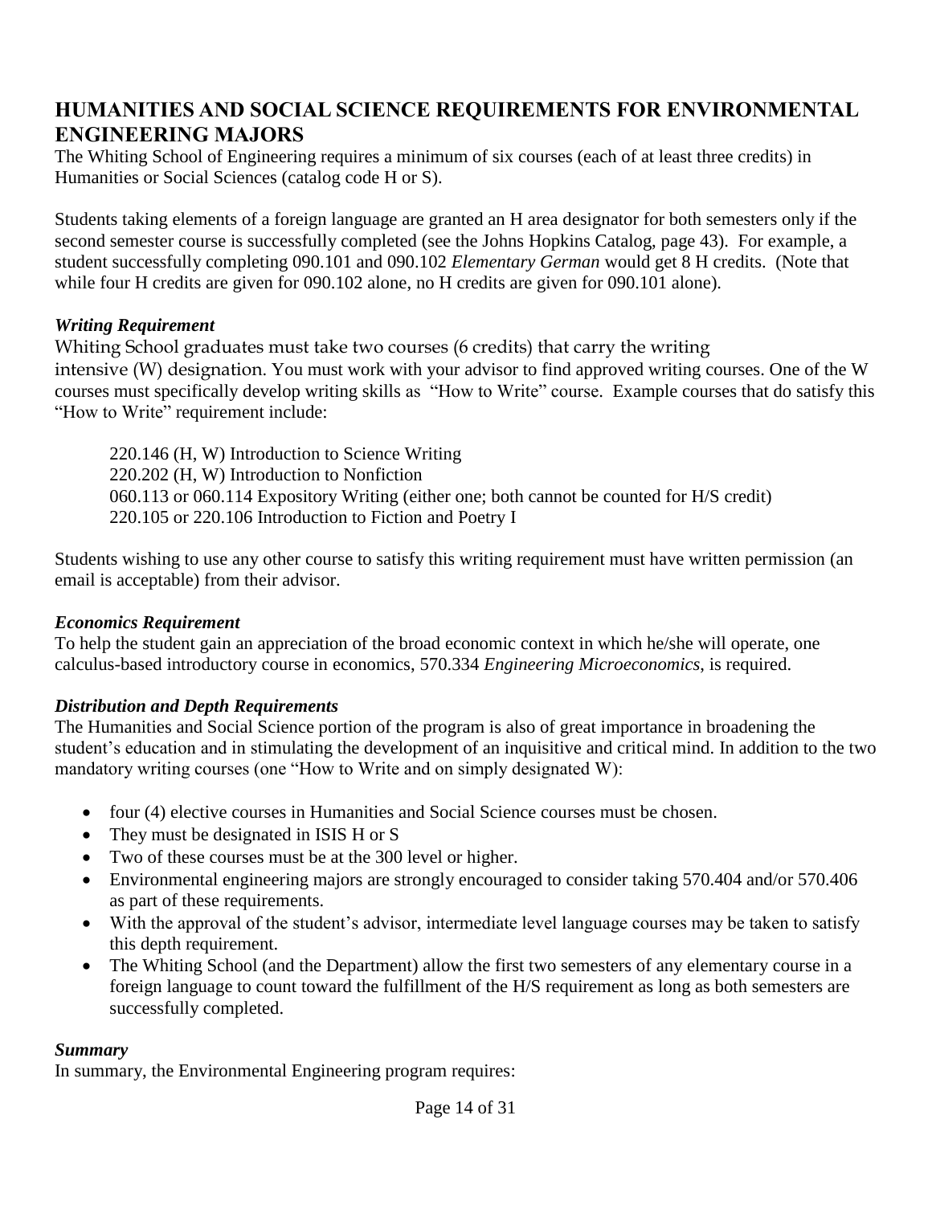## HUMANITIES AND SOCIAL SCIENCE REQUIREMENTS FOR ENVIRONMENTAL ENGINEERING MAJORS

The Whiting School of Engineering requires a minimum of six courses (each of at least three credits) in Humanities or Social Sciences (catalog code H or S).

Students taking elements of a foreign language are granted an H area designator for both semesters only if the second semester course is successfully completed (see the Johns Hopkins Catalog, page 43). For example, a student successfully completing 090.101 and 090.102 *Elementary German* would get 8 H credits. (Note that while four H credits are given for 090.102 alone, no H credits are given for 090.101 alone).

### *Writing Requirement*

Whiting School graduates must take two courses (6 credits) that carry the writing intensive (W) designation. You must work with your advisor to find approved writing courses. One of the W courses must specifically develop writing skills as "How to Write" course. Example courses that do satisfy this "How to Write" requirement include:

220.146 (H, W) Introduction to Science Writing
220.202 (H, W) Introduction to Nonfiction
060.113 or 060.114 Expository Writing (either one; both cannot be counted for H/S credit)
220.105 or 220.106 Introduction to Fiction and Poetry I

Students wishing to use any other course to satisfy this writing requirement must have written permission (an email is acceptable) from their advisor.

### *Economics Requirement*

To help the student gain an appreciation of the broad economic context in which he/she will operate, one calculus-based introductory course in economics, 570.334 *Engineering Microeconomics*, is required.

### *Distribution and Depth Requirements*

The Humanities and Social Science portion of the program is also of great importance in broadening the student's education and in stimulating the development of an inquisitive and critical mind. In addition to the two mandatory writing courses (one "How to Write and on simply designated W):

- four (4) elective courses in Humanities and Social Science courses must be chosen.
- They must be designated in ISIS H or S
- Two of these courses must be at the 300 level or higher.
- Environmental engineering majors are strongly encouraged to consider taking 570.404 and/or 570.406 as part of these requirements.
- With the approval of the student's advisor, intermediate level language courses may be taken to satisfy this depth requirement.
- The Whiting School (and the Department) allow the first two semesters of any elementary course in a foreign language to count toward the fulfillment of the H/S requirement as long as both semesters are successfully completed.

### *Summary*

In summary, the Environmental Engineering program requires: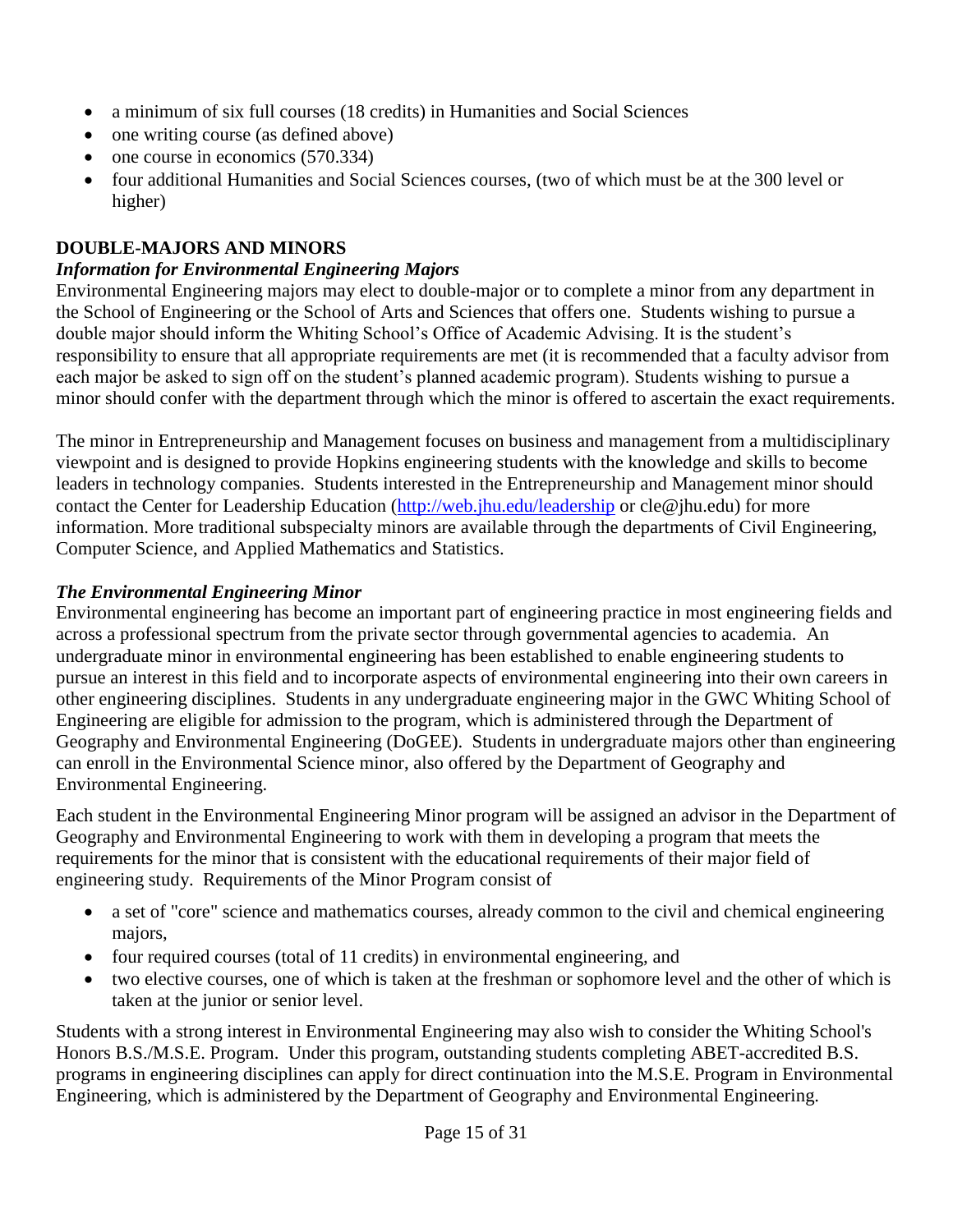- a minimum of six full courses (18 credits) in Humanities and Social Sciences
- one writing course (as defined above)
- one course in economics (570.334)
- four additional Humanities and Social Sciences courses, (two of which must be at the 300 level or higher)

## DOUBLE-MAJORS AND MINORS

### *Information for Environmental Engineering Majors*

Environmental Engineering majors may elect to double-major or to complete a minor from any department in the School of Engineering or the School of Arts and Sciences that offers one. Students wishing to pursue a double major should inform the Whiting School's Office of Academic Advising. It is the student's responsibility to ensure that all appropriate requirements are met (it is recommended that a faculty advisor from each major be asked to sign off on the student's planned academic program). Students wishing to pursue a minor should confer with the department through which the minor is offered to ascertain the exact requirements.

The minor in Entrepreneurship and Management focuses on business and management from a multidisciplinary viewpoint and is designed to provide Hopkins engineering students with the knowledge and skills to become leaders in technology companies. Students interested in the Entrepreneurship and Management minor should contact the Center for Leadership Education (http://web.jhu.edu/leadership or cle@jhu.edu) for more information. More traditional subspecialty minors are available through the departments of Civil Engineering, Computer Science, and Applied Mathematics and Statistics.

### *The Environmental Engineering Minor*

Environmental engineering has become an important part of engineering practice in most engineering fields and across a professional spectrum from the private sector through governmental agencies to academia. An undergraduate minor in environmental engineering has been established to enable engineering students to pursue an interest in this field and to incorporate aspects of environmental engineering into their own careers in other engineering disciplines. Students in any undergraduate engineering major in the GWC Whiting School of Engineering are eligible for admission to the program, which is administered through the Department of Geography and Environmental Engineering (DoGEE). Students in undergraduate majors other than engineering can enroll in the Environmental Science minor, also offered by the Department of Geography and Environmental Engineering.

Each student in the Environmental Engineering Minor program will be assigned an advisor in the Department of Geography and Environmental Engineering to work with them in developing a program that meets the requirements for the minor that is consistent with the educational requirements of their major field of engineering study. Requirements of the Minor Program consist of

- a set of "core" science and mathematics courses, already common to the civil and chemical engineering majors,
- four required courses (total of 11 credits) in environmental engineering, and
- two elective courses, one of which is taken at the freshman or sophomore level and the other of which is taken at the junior or senior level.

Students with a strong interest in Environmental Engineering may also wish to consider the Whiting School's Honors B.S./M.S.E. Program. Under this program, outstanding students completing ABET-accredited B.S. programs in engineering disciplines can apply for direct continuation into the M.S.E. Program in Environmental Engineering, which is administered by the Department of Geography and Environmental Engineering.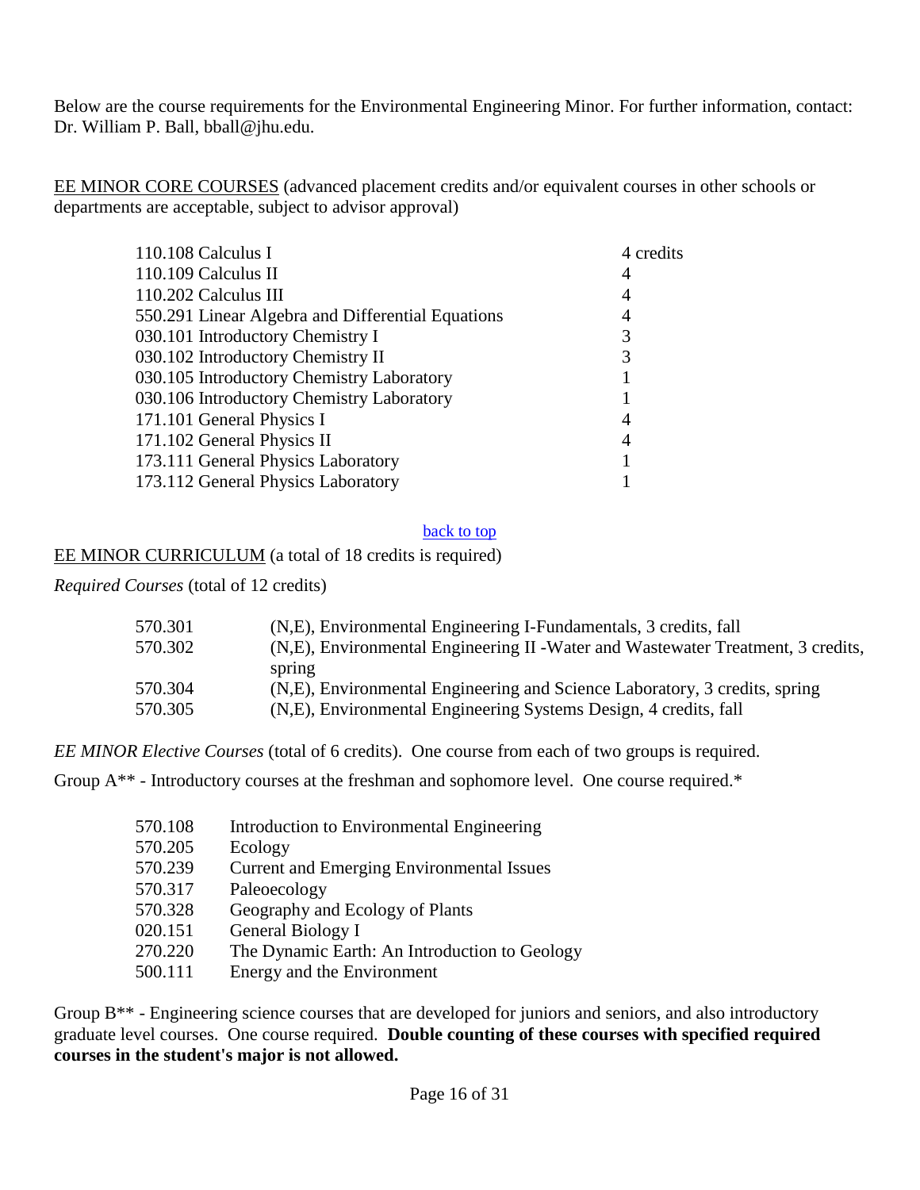Below are the course requirements for the Environmental Engineering Minor. For further information, contact: Dr. William P. Ball, bball@jhu.edu.

EE MINOR CORE COURSES (advanced placement credits and/or equivalent courses in other schools or departments are acceptable, subject to advisor approval)

| Course | Credits |
|---|---|
| 110.108 Calculus I | 4 credits |
| 110.109 Calculus II | 4 |
| 110.202 Calculus III | 4 |
| 550.291 Linear Algebra and Differential Equations | 4 |
| 030.101 Introductory Chemistry I | 3 |
| 030.102 Introductory Chemistry II | 3 |
| 030.105 Introductory Chemistry Laboratory | 1 |
| 030.106 Introductory Chemistry Laboratory | 1 |
| 171.101 General Physics I | 4 |
| 171.102 General Physics II | 4 |
| 173.111 General Physics Laboratory | 1 |
| 173.112 General Physics Laboratory | 1 |

back to top

EE MINOR CURRICULUM (a total of 18 credits is required)

*Required Courses* (total of 12 credits)

| Course | Description |
|---|---|
| 570.301 | (N,E), Environmental Engineering I-Fundamentals, 3 credits, fall |
| 570.302 | (N,E), Environmental Engineering II -Water and Wastewater Treatment, 3 credits, spring |
| 570.304 | (N,E), Environmental Engineering and Science Laboratory, 3 credits, spring |
| 570.305 | (N,E), Environmental Engineering Systems Design, 4 credits, fall |

*EE MINOR Elective Courses* (total of 6 credits). One course from each of two groups is required.

Group A** - Introductory courses at the freshman and sophomore level. One course required.*

| Course | Title |
|---|---|
| 570.108 | Introduction to Environmental Engineering |
| 570.205 | Ecology |
| 570.239 | Current and Emerging Environmental Issues |
| 570.317 | Paleoecology |
| 570.328 | Geography and Ecology of Plants |
| 020.151 | General Biology I |
| 270.220 | The Dynamic Earth: An Introduction to Geology |
| 500.111 | Energy and the Environment |

Group B** - Engineering science courses that are developed for juniors and seniors, and also introductory graduate level courses. One course required. **Double counting of these courses with specified required courses in the student's major is not allowed.**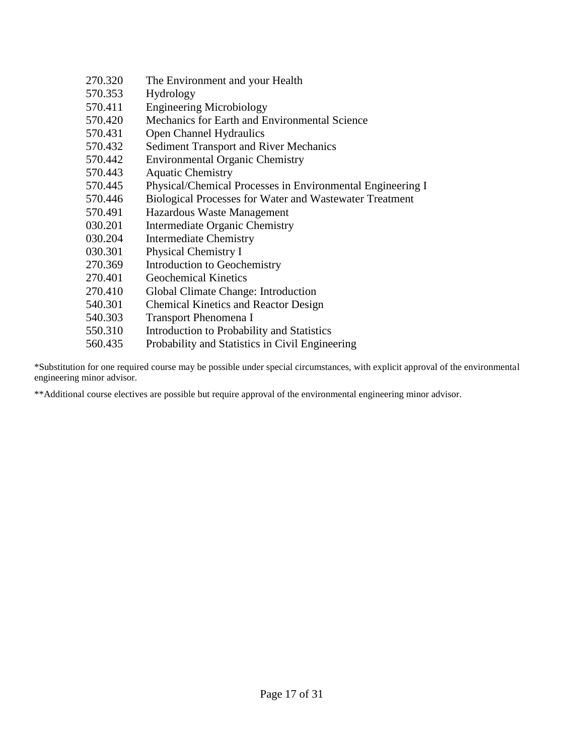| | |
|---|---|
| 270.320 | The Environment and your Health |
| 570.353 | Hydrology |
| 570.411 | Engineering Microbiology |
| 570.420 | Mechanics for Earth and Environmental Science |
| 570.431 | Open Channel Hydraulics |
| 570.432 | Sediment Transport and River Mechanics |
| 570.442 | Environmental Organic Chemistry |
| 570.443 | Aquatic Chemistry |
| 570.445 | Physical/Chemical Processes in Environmental Engineering I |
| 570.446 | Biological Processes for Water and Wastewater Treatment |
| 570.491 | Hazardous Waste Management |
| 030.201 | Intermediate Organic Chemistry |
| 030.204 | Intermediate Chemistry |
| 030.301 | Physical Chemistry I |
| 270.369 | Introduction to Geochemistry |
| 270.401 | Geochemical Kinetics |
| 270.410 | Global Climate Change: Introduction |
| 540.301 | Chemical Kinetics and Reactor Design |
| 540.303 | Transport Phenomena I |
| 550.310 | Introduction to Probability and Statistics |
| 560.435 | Probability and Statistics in Civil Engineering |

*Substitution for one required course may be possible under special circumstances, with explicit approval of the environmental engineering minor advisor.

**Additional course electives are possible but require approval of the environmental engineering minor advisor.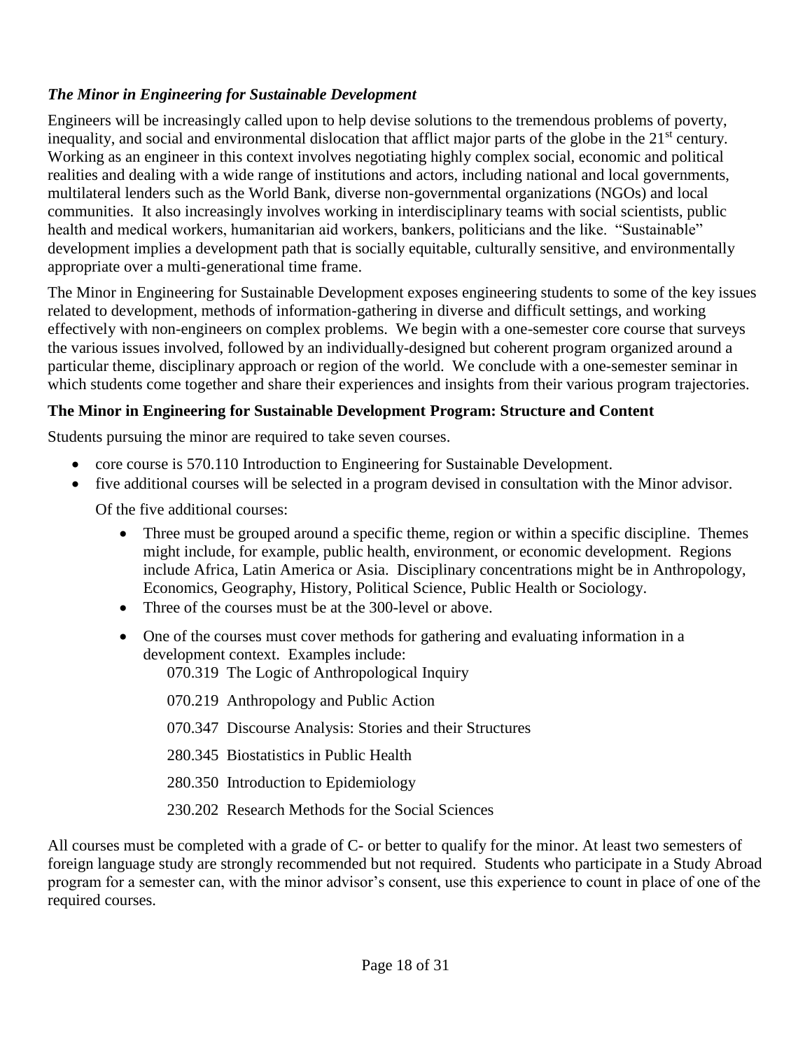### *The Minor in Engineering for Sustainable Development*

Engineers will be increasingly called upon to help devise solutions to the tremendous problems of poverty, inequality, and social and environmental dislocation that afflict major parts of the globe in the 21st century. Working as an engineer in this context involves negotiating highly complex social, economic and political realities and dealing with a wide range of institutions and actors, including national and local governments, multilateral lenders such as the World Bank, diverse non-governmental organizations (NGOs) and local communities. It also increasingly involves working in interdisciplinary teams with social scientists, public health and medical workers, humanitarian aid workers, bankers, politicians and the like. "Sustainable" development implies a development path that is socially equitable, culturally sensitive, and environmentally appropriate over a multi-generational time frame.

The Minor in Engineering for Sustainable Development exposes engineering students to some of the key issues related to development, methods of information-gathering in diverse and difficult settings, and working effectively with non-engineers on complex problems. We begin with a one-semester core course that surveys the various issues involved, followed by an individually-designed but coherent program organized around a particular theme, disciplinary approach or region of the world. We conclude with a one-semester seminar in which students come together and share their experiences and insights from their various program trajectories.

### **The Minor in Engineering for Sustainable Development Program: Structure and Content**

Students pursuing the minor are required to take seven courses.

- core course is 570.110 Introduction to Engineering for Sustainable Development.
- five additional courses will be selected in a program devised in consultation with the Minor advisor.

  Of the five additional courses:

  - Three must be grouped around a specific theme, region or within a specific discipline. Themes might include, for example, public health, environment, or economic development. Regions include Africa, Latin America or Asia. Disciplinary concentrations might be in Anthropology, Economics, Geography, History, Political Science, Public Health or Sociology.
  - Three of the courses must be at the 300-level or above.
  - One of the courses must cover methods for gathering and evaluating information in a development context. Examples include:
    - 070.319 The Logic of Anthropological Inquiry
    - 070.219 Anthropology and Public Action
    - 070.347 Discourse Analysis: Stories and their Structures
    - 280.345 Biostatistics in Public Health
    - 280.350 Introduction to Epidemiology
    - 230.202 Research Methods for the Social Sciences

All courses must be completed with a grade of C- or better to qualify for the minor. At least two semesters of foreign language study are strongly recommended but not required. Students who participate in a Study Abroad program for a semester can, with the minor advisor's consent, use this experience to count in place of one of the required courses.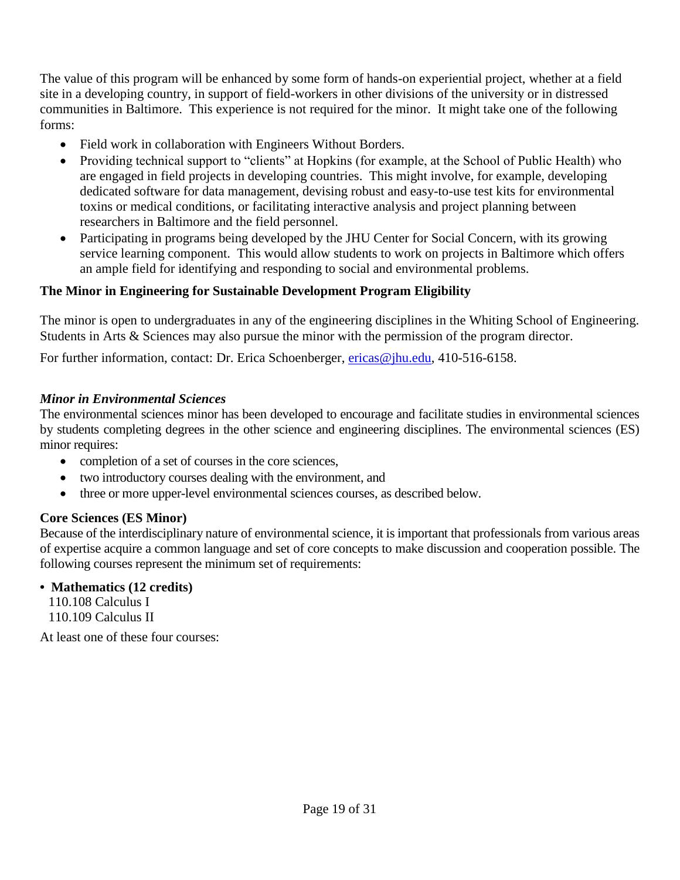The value of this program will be enhanced by some form of hands-on experiential project, whether at a field site in a developing country, in support of field-workers in other divisions of the university or in distressed communities in Baltimore. This experience is not required for the minor. It might take one of the following forms:

- Field work in collaboration with Engineers Without Borders.
- Providing technical support to "clients" at Hopkins (for example, at the School of Public Health) who are engaged in field projects in developing countries. This might involve, for example, developing dedicated software for data management, devising robust and easy-to-use test kits for environmental toxins or medical conditions, or facilitating interactive analysis and project planning between researchers in Baltimore and the field personnel.
- Participating in programs being developed by the JHU Center for Social Concern, with its growing service learning component. This would allow students to work on projects in Baltimore which offers an ample field for identifying and responding to social and environmental problems.

**The Minor in Engineering for Sustainable Development Program Eligibility**

The minor is open to undergraduates in any of the engineering disciplines in the Whiting School of Engineering. Students in Arts & Sciences may also pursue the minor with the permission of the program director.

For further information, contact: Dr. Erica Schoenberger, ericas@jhu.edu, 410-516-6158.

***Minor in Environmental Sciences***

The environmental sciences minor has been developed to encourage and facilitate studies in environmental sciences by students completing degrees in the other science and engineering disciplines. The environmental sciences (ES) minor requires:

- completion of a set of courses in the core sciences,
- two introductory courses dealing with the environment, and
- three or more upper-level environmental sciences courses, as described below.

**Core Sciences (ES Minor)**

Because of the interdisciplinary nature of environmental science, it is important that professionals from various areas of expertise acquire a common language and set of core concepts to make discussion and cooperation possible. The following courses represent the minimum set of requirements:

- **Mathematics (12 credits)**

  110.108 Calculus I
  110.109 Calculus II

At least one of these four courses: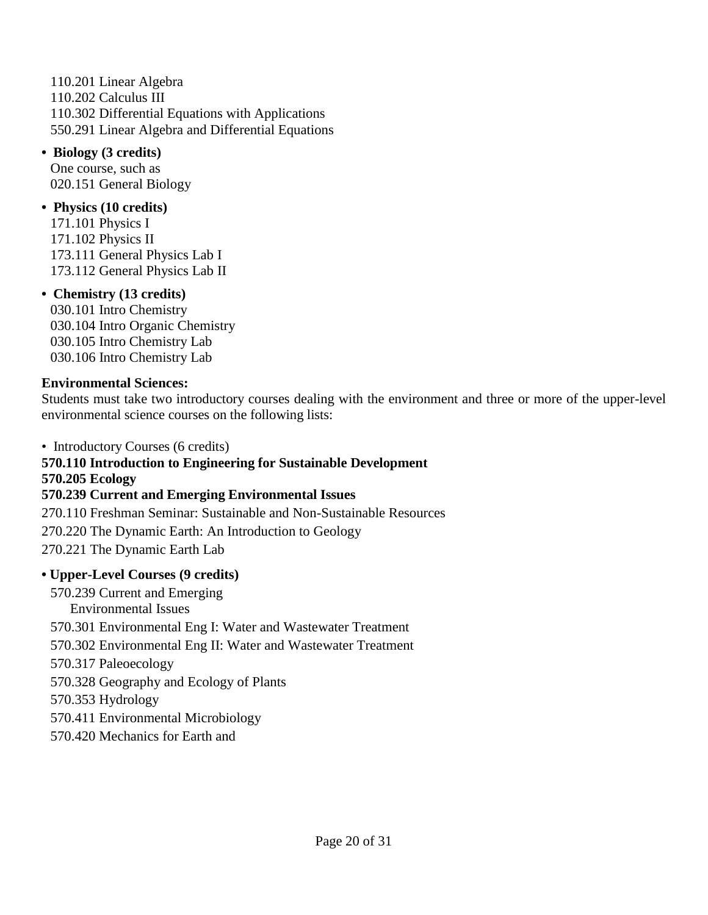110.201 Linear Algebra
110.202 Calculus III
110.302 Differential Equations with Applications
550.291 Linear Algebra and Differential Equations

- **Biology (3 credits)**
  One course, such as
  020.151 General Biology

- **Physics (10 credits)**
  171.101 Physics I
  171.102 Physics II
  173.111 General Physics Lab I
  173.112 General Physics Lab II

- **Chemistry (13 credits)**
  030.101 Intro Chemistry
  030.104 Intro Organic Chemistry
  030.105 Intro Chemistry Lab
  030.106 Intro Chemistry Lab

**Environmental Sciences:**

Students must take two introductory courses dealing with the environment and three or more of the upper-level environmental science courses on the following lists:

- Introductory Courses (6 credits)

**570.110 Introduction to Engineering for Sustainable Development**
**570.205 Ecology**
**570.239 Current and Emerging Environmental Issues**

270.110 Freshman Seminar: Sustainable and Non-Sustainable Resources

270.220 The Dynamic Earth: An Introduction to Geology

270.221 The Dynamic Earth Lab

- **Upper-Level Courses (9 credits)**

  570.239 Current and Emerging Environmental Issues

  570.301 Environmental Eng I: Water and Wastewater Treatment

  570.302 Environmental Eng II: Water and Wastewater Treatment

  570.317 Paleoecology

  570.328 Geography and Ecology of Plants

  570.353 Hydrology

  570.411 Environmental Microbiology

  570.420 Mechanics for Earth and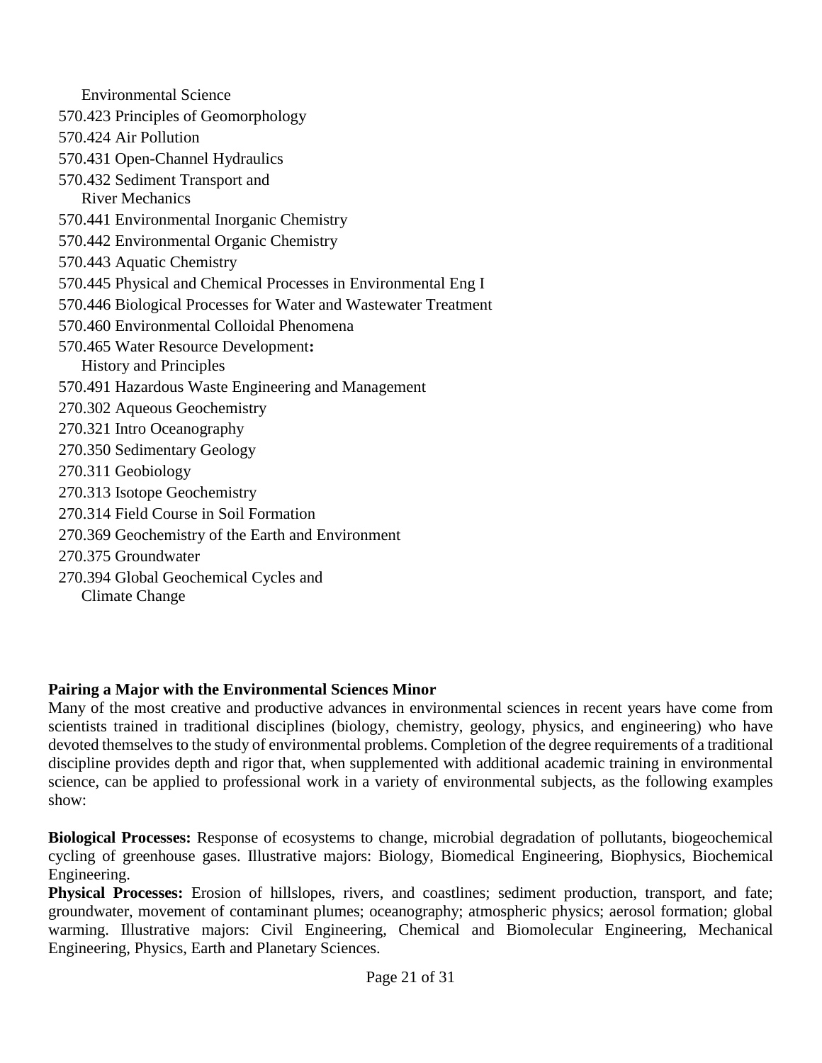Environmental Science

- 570.423 Principles of Geomorphology
- 570.424 Air Pollution
- 570.431 Open-Channel Hydraulics
- 570.432 Sediment Transport and River Mechanics
- 570.441 Environmental Inorganic Chemistry
- 570.442 Environmental Organic Chemistry
- 570.443 Aquatic Chemistry
- 570.445 Physical and Chemical Processes in Environmental Eng I
- 570.446 Biological Processes for Water and Wastewater Treatment
- 570.460 Environmental Colloidal Phenomena
- 570.465 Water Resource Development**:** History and Principles
- 570.491 Hazardous Waste Engineering and Management
- 270.302 Aqueous Geochemistry
- 270.321 Intro Oceanography
- 270.350 Sedimentary Geology
- 270.311 Geobiology
- 270.313 Isotope Geochemistry
- 270.314 Field Course in Soil Formation
- 270.369 Geochemistry of the Earth and Environment
- 270.375 Groundwater
- 270.394 Global Geochemical Cycles and Climate Change

**Pairing a Major with the Environmental Sciences Minor**

Many of the most creative and productive advances in environmental sciences in recent years have come from scientists trained in traditional disciplines (biology, chemistry, geology, physics, and engineering) who have devoted themselves to the study of environmental problems. Completion of the degree requirements of a traditional discipline provides depth and rigor that, when supplemented with additional academic training in environmental science, can be applied to professional work in a variety of environmental subjects, as the following examples show:

**Biological Processes:** Response of ecosystems to change, microbial degradation of pollutants, biogeochemical cycling of greenhouse gases. Illustrative majors: Biology, Biomedical Engineering, Biophysics, Biochemical Engineering.

**Physical Processes:** Erosion of hillslopes, rivers, and coastlines; sediment production, transport, and fate; groundwater, movement of contaminant plumes; oceanography; atmospheric physics; aerosol formation; global warming. Illustrative majors: Civil Engineering, Chemical and Biomolecular Engineering, Mechanical Engineering, Physics, Earth and Planetary Sciences.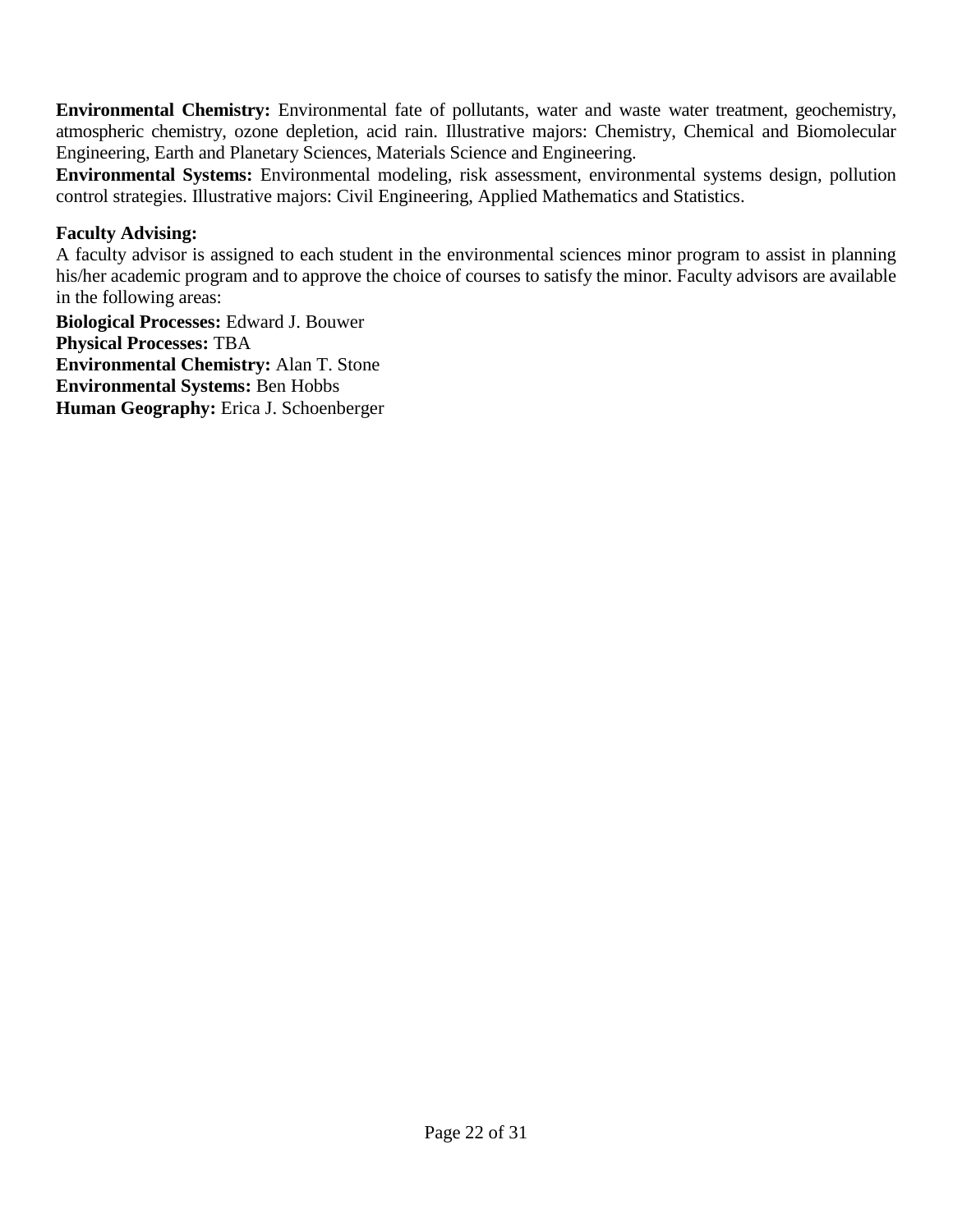**Environmental Chemistry:** Environmental fate of pollutants, water and waste water treatment, geochemistry, atmospheric chemistry, ozone depletion, acid rain. Illustrative majors: Chemistry, Chemical and Biomolecular Engineering, Earth and Planetary Sciences, Materials Science and Engineering.

**Environmental Systems:** Environmental modeling, risk assessment, environmental systems design, pollution control strategies. Illustrative majors: Civil Engineering, Applied Mathematics and Statistics.

**Faculty Advising:**

A faculty advisor is assigned to each student in the environmental sciences minor program to assist in planning his/her academic program and to approve the choice of courses to satisfy the minor. Faculty advisors are available in the following areas:

**Biological Processes:** Edward J. Bouwer
**Physical Processes:** TBA
**Environmental Chemistry:** Alan T. Stone
**Environmental Systems:** Ben Hobbs
**Human Geography:** Erica J. Schoenberger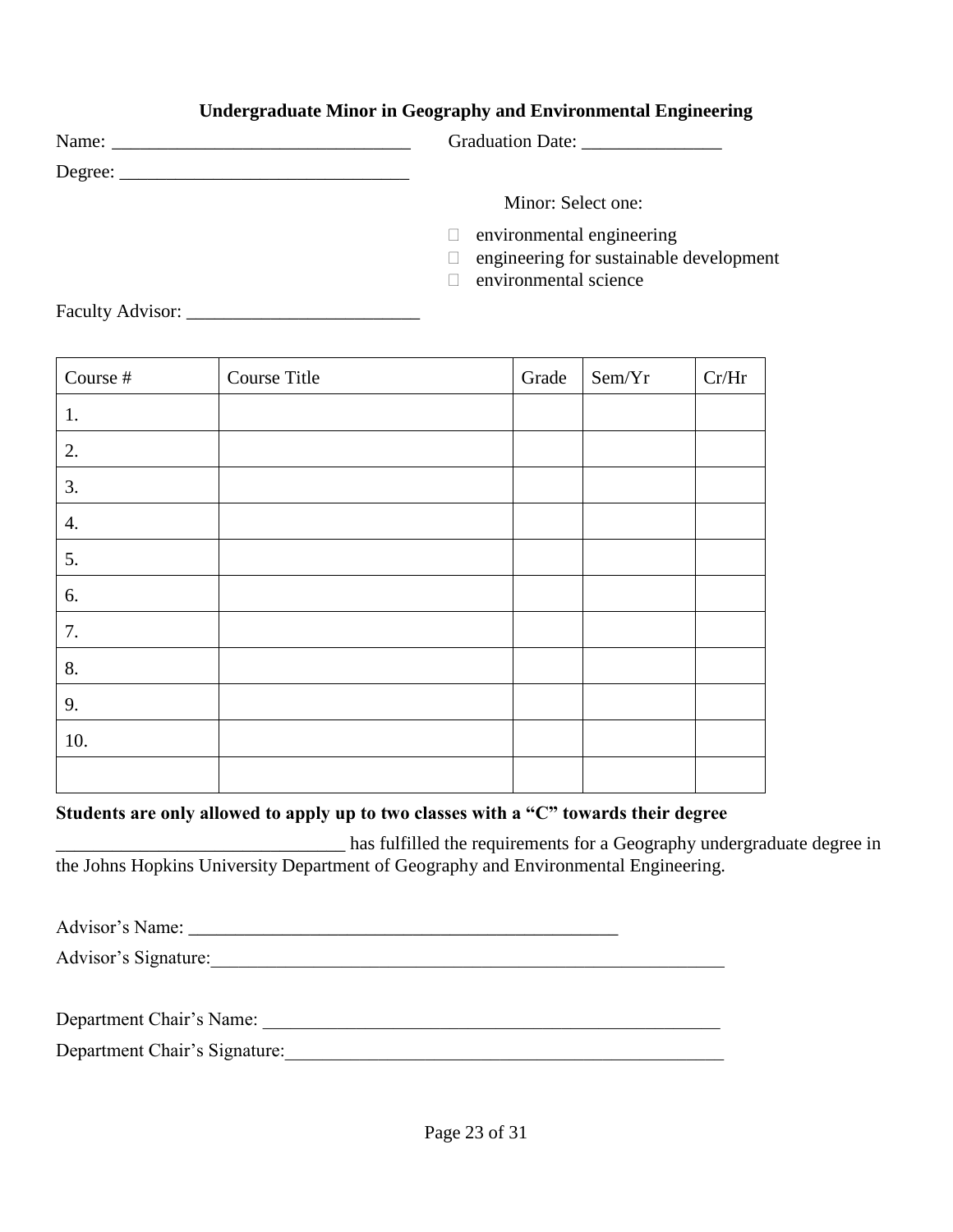**Undergraduate Minor in Geography and Environmental Engineering**

Name: ________________________________ Graduation Date: _______________

Degree: _______________________________

Minor: Select one:

- ☐ environmental engineering
- ☐ engineering for sustainable development
- ☐ environmental science

Faculty Advisor: _________________________

| Course # | Course Title | Grade | Sem/Yr | Cr/Hr |
|---|---|---|---|---|
| 1. | | | | |
| 2. | | | | |
| 3. | | | | |
| 4. | | | | |
| 5. | | | | |
| 6. | | | | |
| 7. | | | | |
| 8. | | | | |
| 9. | | | | |
| 10. | | | | |
| | | | | |

**Students are only allowed to apply up to two classes with a "C" towards their degree**

_______________________________ has fulfilled the requirements for a Geography undergraduate degree in the Johns Hopkins University Department of Geography and Environmental Engineering.

Advisor's Name: _______________________________________________

Advisor's Signature:_________________________________________________________

Department Chair's Name: __________________________________________________

Department Chair's Signature:_________________________________________________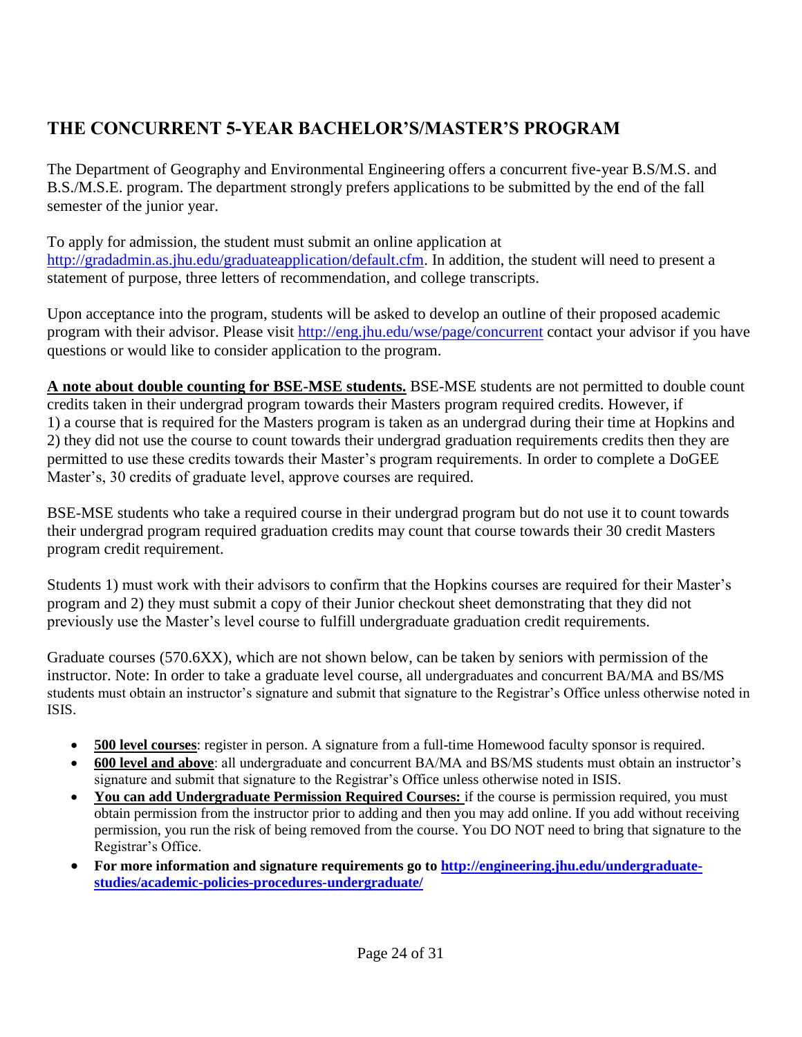## THE CONCURRENT 5-YEAR BACHELOR'S/MASTER'S PROGRAM

The Department of Geography and Environmental Engineering offers a concurrent five-year B.S/M.S. and B.S./M.S.E. program. The department strongly prefers applications to be submitted by the end of the fall semester of the junior year.

To apply for admission, the student must submit an online application at http://gradadmin.as.jhu.edu/graduateapplication/default.cfm. In addition, the student will need to present a statement of purpose, three letters of recommendation, and college transcripts.

Upon acceptance into the program, students will be asked to develop an outline of their proposed academic program with their advisor. Please visit http://eng.jhu.edu/wse/page/concurrent contact your advisor if you have questions or would like to consider application to the program.

**A note about double counting for BSE-MSE students.** BSE-MSE students are not permitted to double count credits taken in their undergrad program towards their Masters program required credits. However, if 1) a course that is required for the Masters program is taken as an undergrad during their time at Hopkins and 2) they did not use the course to count towards their undergrad graduation requirements credits then they are permitted to use these credits towards their Master's program requirements. In order to complete a DoGEE Master's, 30 credits of graduate level, approve courses are required.

BSE-MSE students who take a required course in their undergrad program but do not use it to count towards their undergrad program required graduation credits may count that course towards their 30 credit Masters program credit requirement.

Students 1) must work with their advisors to confirm that the Hopkins courses are required for their Master's program and 2) they must submit a copy of their Junior checkout sheet demonstrating that they did not previously use the Master's level course to fulfill undergraduate graduation credit requirements.

Graduate courses (570.6XX), which are not shown below, can be taken by seniors with permission of the instructor. Note: In order to take a graduate level course, all undergraduates and concurrent BA/MA and BS/MS students must obtain an instructor's signature and submit that signature to the Registrar's Office unless otherwise noted in ISIS.

- **500 level courses**: register in person. A signature from a full-time Homewood faculty sponsor is required.
- **600 level and above**: all undergraduate and concurrent BA/MA and BS/MS students must obtain an instructor's signature and submit that signature to the Registrar's Office unless otherwise noted in ISIS.
- **You can add Undergraduate Permission Required Courses:** if the course is permission required, you must obtain permission from the instructor prior to adding and then you may add online. If you add without receiving permission, you run the risk of being removed from the course. You DO NOT need to bring that signature to the Registrar's Office.
- **For more information and signature requirements go to http://engineering.jhu.edu/undergraduate-studies/academic-policies-procedures-undergraduate/**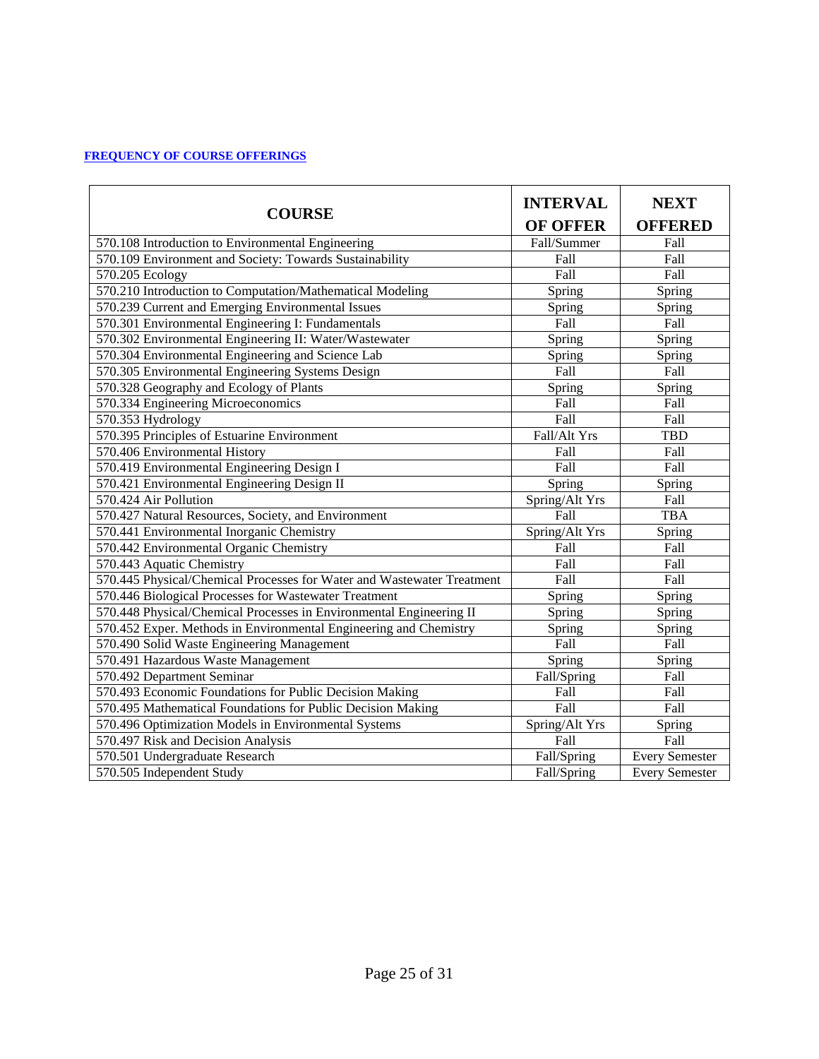**FREQUENCY OF COURSE OFFERINGS**

| COURSE | INTERVAL OF OFFER | NEXT OFFERED |
|---|---|---|
| 570.108 Introduction to Environmental Engineering | Fall/Summer | Fall |
| 570.109 Environment and Society: Towards Sustainability | Fall | Fall |
| 570.205 Ecology | Fall | Fall |
| 570.210 Introduction to Computation/Mathematical Modeling | Spring | Spring |
| 570.239 Current and Emerging Environmental Issues | Spring | Spring |
| 570.301 Environmental Engineering I: Fundamentals | Fall | Fall |
| 570.302 Environmental Engineering II: Water/Wastewater | Spring | Spring |
| 570.304 Environmental Engineering and Science Lab | Spring | Spring |
| 570.305 Environmental Engineering Systems Design | Fall | Fall |
| 570.328 Geography and Ecology of Plants | Spring | Spring |
| 570.334 Engineering Microeconomics | Fall | Fall |
| 570.353 Hydrology | Fall | Fall |
| 570.395 Principles of Estuarine Environment | Fall/Alt Yrs | TBD |
| 570.406 Environmental History | Fall | Fall |
| 570.419 Environmental Engineering Design I | Fall | Fall |
| 570.421 Environmental Engineering Design II | Spring | Spring |
| 570.424 Air Pollution | Spring/Alt Yrs | Fall |
| 570.427 Natural Resources, Society, and Environment | Fall | TBA |
| 570.441 Environmental Inorganic Chemistry | Spring/Alt Yrs | Spring |
| 570.442 Environmental Organic Chemistry | Fall | Fall |
| 570.443 Aquatic Chemistry | Fall | Fall |
| 570.445 Physical/Chemical Processes for Water and Wastewater Treatment | Fall | Fall |
| 570.446 Biological Processes for Wastewater Treatment | Spring | Spring |
| 570.448 Physical/Chemical Processes in Environmental Engineering II | Spring | Spring |
| 570.452 Exper. Methods in Environmental Engineering and Chemistry | Spring | Spring |
| 570.490 Solid Waste Engineering Management | Fall | Fall |
| 570.491 Hazardous Waste Management | Spring | Spring |
| 570.492 Department Seminar | Fall/Spring | Fall |
| 570.493 Economic Foundations for Public Decision Making | Fall | Fall |
| 570.495 Mathematical Foundations for Public Decision Making | Fall | Fall |
| 570.496 Optimization Models in Environmental Systems | Spring/Alt Yrs | Spring |
| 570.497 Risk and Decision Analysis | Fall | Fall |
| 570.501 Undergraduate Research | Fall/Spring | Every Semester |
| 570.505 Independent Study | Fall/Spring | Every Semester |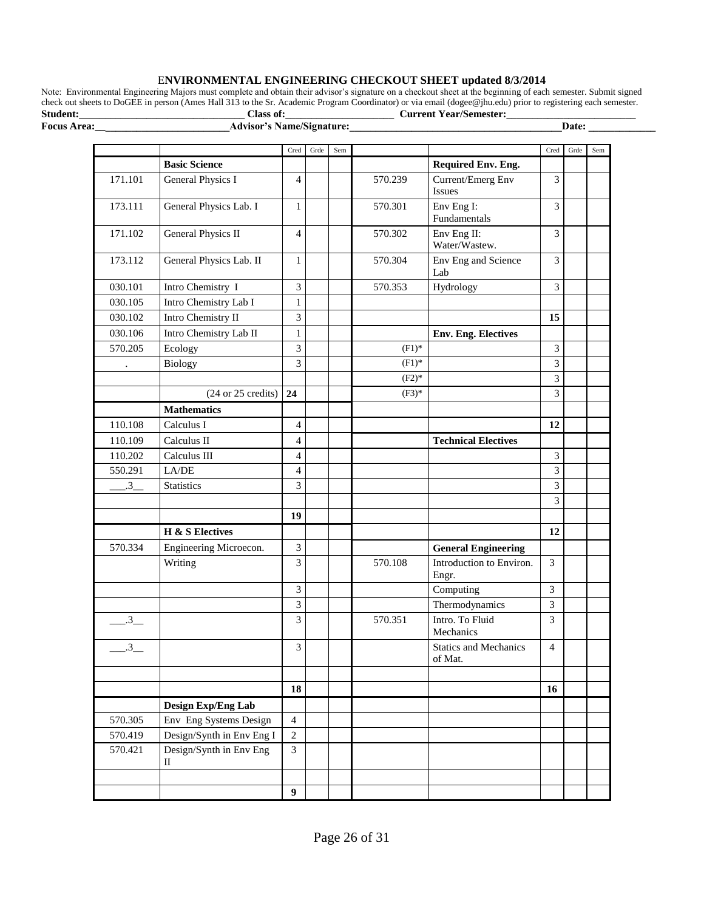# ENVIRONMENTAL ENGINEERING CHECKOUT SHEET updated 8/3/2014

Note: Environmental Engineering Majors must complete and obtain their advisor's signature on a checkout sheet at the beginning of each semester. Submit signed check out sheets to DoGEE in person (Ames Hall 313 to the Sr. Academic Program Coordinator) or via email (dogee@jhu.edu) prior to registering each semester.

**Student:**_________________________ **Class of:**_________________ **Current Year/Semester:**____________________

**Focus Area:**__________________ **Advisor's Name/Signature:**________________________________ **Date:** __________

| | | Cred | Grde | Sem | | | Cred | Grde | Sem |
|---|---|---|---|---|---|---|---|---|---|
| | **Basic Science** | | | | | **Required Env. Eng.** | | | |
| 171.101 | General Physics I | 4 | | | 570.239 | Current/Emerg Env Issues | 3 | | |
| 173.111 | General Physics Lab. I | 1 | | | 570.301 | Env Eng I: Fundamentals | 3 | | |
| 171.102 | General Physics II | 4 | | | 570.302 | Env Eng II: Water/Wastew. | 3 | | |
| 173.112 | General Physics Lab. II | 1 | | | 570.304 | Env Eng and Science Lab | 3 | | |
| 030.101 | Intro Chemistry I | 3 | | | 570.353 | Hydrology | 3 | | |
| 030.105 | Intro Chemistry Lab I | 1 | | | | | | | |
| 030.102 | Intro Chemistry II | 3 | | | | | **15** | | |
| 030.106 | Intro Chemistry Lab II | 1 | | | | **Env. Eng. Electives** | | | |
| 570.205 | Ecology | 3 | | | (F1)* | | 3 | | |
| . | Biology | 3 | | | (F1)* | | 3 | | |
| | | | | | (F2)* | | 3 | | |
| | (24 or 25 credits) | **24** | | | (F3)* | | 3 | | |
| | **Mathematics** | | | | | | | | |
| 110.108 | Calculus I | 4 | | | | | **12** | | |
| 110.109 | Calculus II | 4 | | | | **Technical Electives** | | | |
| 110.202 | Calculus III | 4 | | | | | 3 | | |
| 550.291 | LA/DE | 4 | | | | | 3 | | |
| ___.3__ | Statistics | 3 | | | | | 3 | | |
| | | | | | | | 3 | | |
| | | **19** | | | | | | | |
| | **H & S Electives** | | | | | | **12** | | |
| 570.334 | Engineering Microecon. | 3 | | | | **General Engineering** | | | |
| | Writing | 3 | | | 570.108 | Introduction to Environ. Engr. | 3 | | |
| | | 3 | | | | Computing | 3 | | |
| | | 3 | | | | Thermodynamics | 3 | | |
| ___.3__ | | 3 | | | 570.351 | Intro. To Fluid Mechanics | 3 | | |
| ___.3__ | | 3 | | | | Statics and Mechanics of Mat. | 4 | | |
| | | | | | | | | | |
| | | **18** | | | | | **16** | | |
| | **Design Exp/Eng Lab** | | | | | | | | |
| 570.305 | Env Eng Systems Design | 4 | | | | | | | |
| 570.419 | Design/Synth in Env Eng I | 2 | | | | | | | |
| 570.421 | Design/Synth in Env Eng II | 3 | | | | | | | |
| | | | | | | | | | |
| | | **9** | | | | | | | |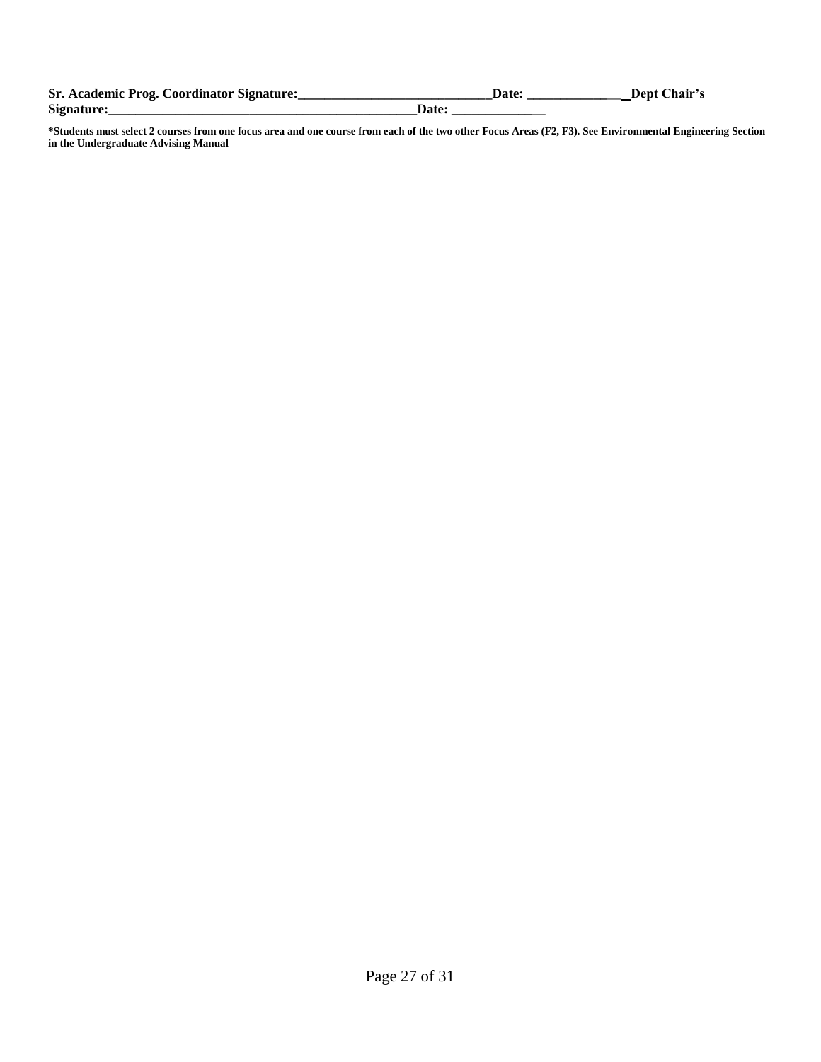**Sr. Academic Prog. Coordinator Signature:____________________________Date: ______________ Dept Chair's Signature:_____________________________________________Date: ______________**

**\*Students must select 2 courses from one focus area and one course from each of the two other Focus Areas (F2, F3). See Environmental Engineering Section in the Undergraduate Advising Manual**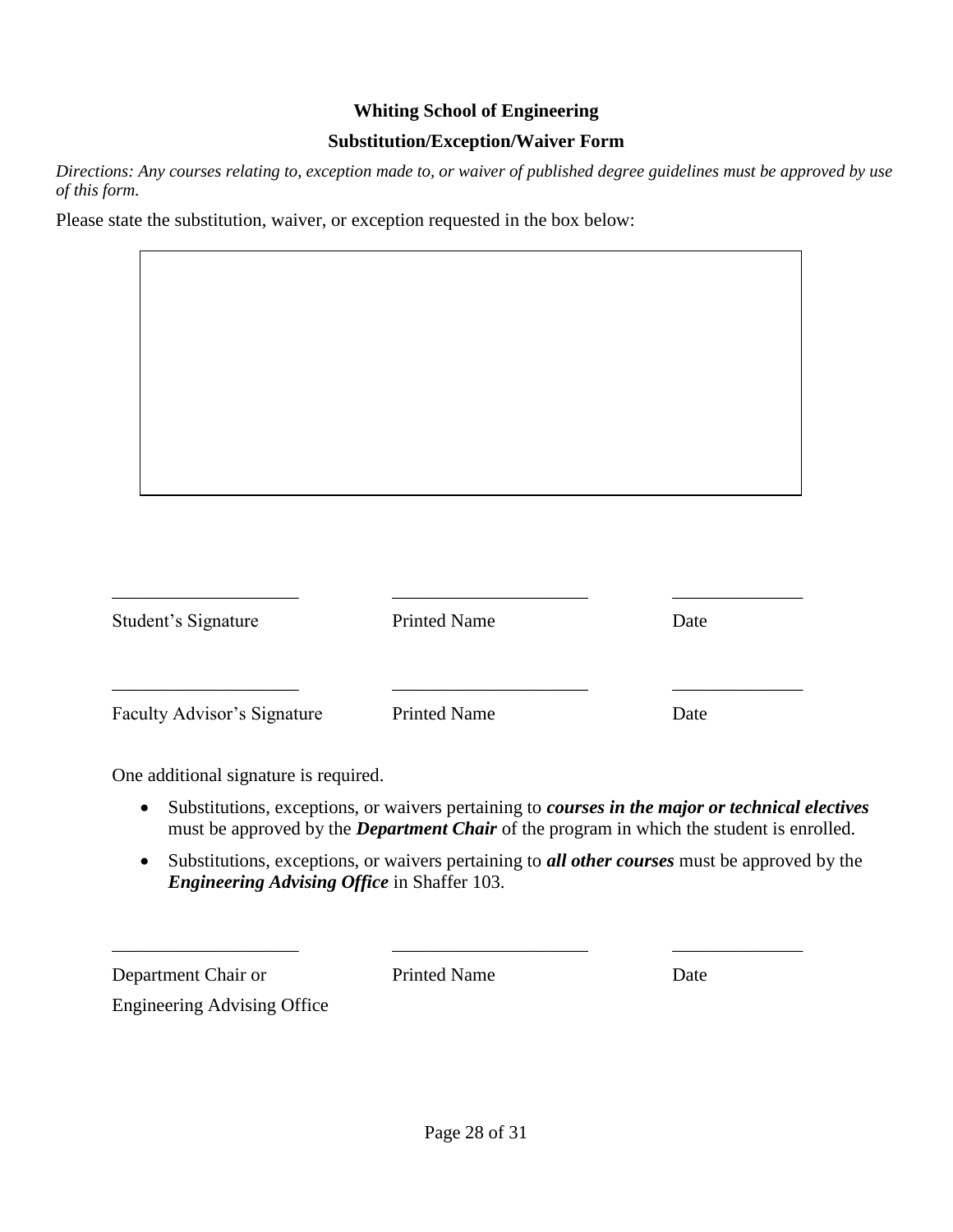**Whiting School of Engineering**

**Substitution/Exception/Waiver Form**

*Directions: Any courses relating to, exception made to, or waiver of published degree guidelines must be approved by use of this form.*

Please state the substitution, waiver, or exception requested in the box below:

| |
|---|
| |

| ____________________ | ____________________ | ______________ |
|---|---|---|
| Student's Signature | Printed Name | Date |
| ____________________ | ____________________ | ______________ |
| Faculty Advisor's Signature | Printed Name | Date |

One additional signature is required.

- Substitutions, exceptions, or waivers pertaining to ***courses in the major or technical electives*** must be approved by the ***Department Chair*** of the program in which the student is enrolled.
- Substitutions, exceptions, or waivers pertaining to ***all other courses*** must be approved by the ***Engineering Advising Office*** in Shaffer 103.

| ____________________ | ____________________ | ______________ |
|---|---|---|
| Department Chair or Engineering Advising Office | Printed Name | Date |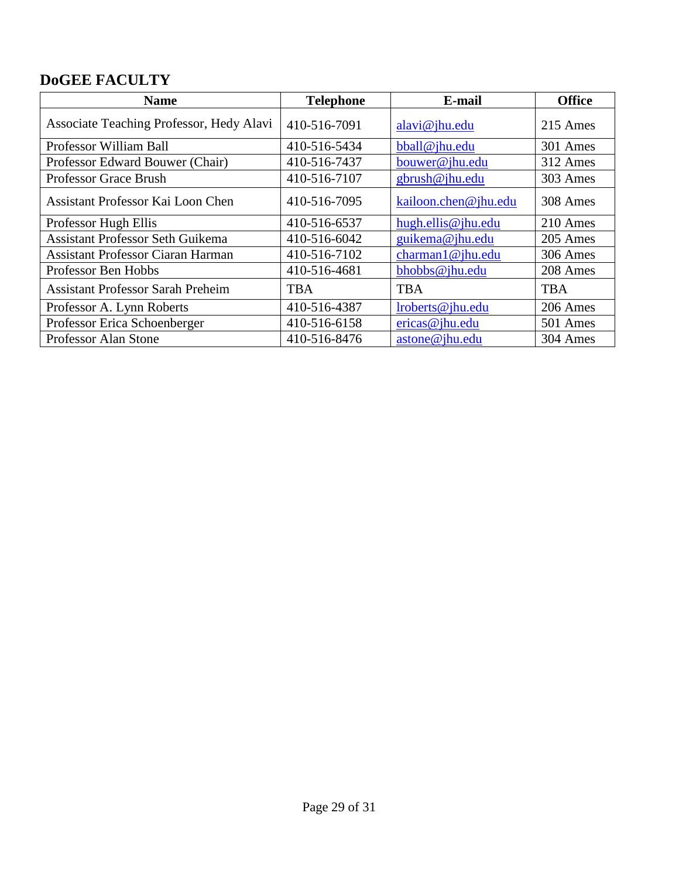## DoGEE FACULTY

| Name | Telephone | E-mail | Office |
|---|---|---|---|
| Associate Teaching Professor, Hedy Alavi | 410-516-7091 | alavi@jhu.edu | 215 Ames |
| Professor William Ball | 410-516-5434 | bball@jhu.edu | 301 Ames |
| Professor Edward Bouwer (Chair) | 410-516-7437 | bouwer@jhu.edu | 312 Ames |
| Professor Grace Brush | 410-516-7107 | gbrush@jhu.edu | 303 Ames |
| Assistant Professor Kai Loon Chen | 410-516-7095 | kailoon.chen@jhu.edu | 308 Ames |
| Professor Hugh Ellis | 410-516-6537 | hugh.ellis@jhu.edu | 210 Ames |
| Assistant Professor Seth Guikema | 410-516-6042 | guikema@jhu.edu | 205 Ames |
| Assistant Professor Ciaran Harman | 410-516-7102 | charman1@jhu.edu | 306 Ames |
| Professor Ben Hobbs | 410-516-4681 | bhobbs@jhu.edu | 208 Ames |
| Assistant Professor Sarah Preheim | TBA | TBA | TBA |
| Professor A. Lynn Roberts | 410-516-4387 | lroberts@jhu.edu | 206 Ames |
| Professor Erica Schoenberger | 410-516-6158 | ericas@jhu.edu | 501 Ames |
| Professor Alan Stone | 410-516-8476 | astone@jhu.edu | 304 Ames |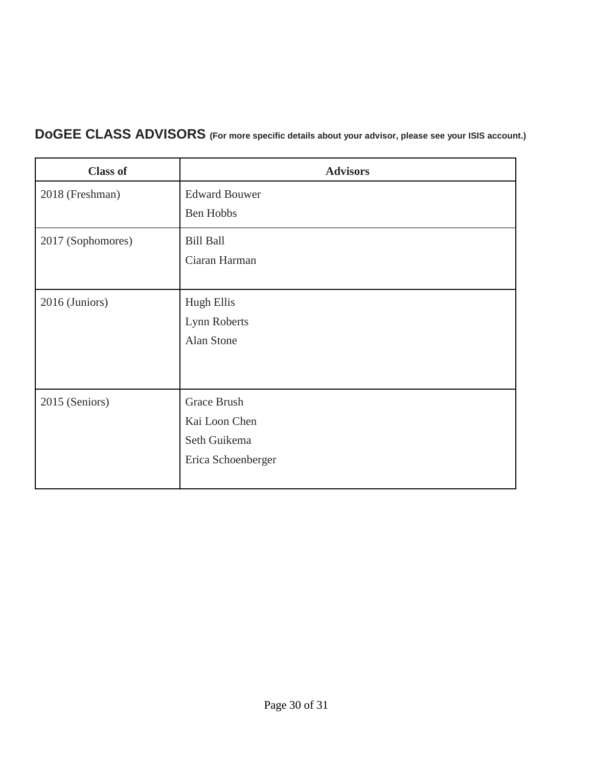## DoGEE CLASS ADVISORS (For more specific details about your advisor, please see your ISIS account.)

| Class of | Advisors |
|---|---|
| 2018 (Freshman) | Edward Bouwer<br>Ben Hobbs |
| 2017 (Sophomores) | Bill Ball<br>Ciaran Harman |
| 2016 (Juniors) | Hugh Ellis<br>Lynn Roberts<br>Alan Stone |
| 2015 (Seniors) | Grace Brush<br>Kai Loon Chen<br>Seth Guikema<br>Erica Schoenberger |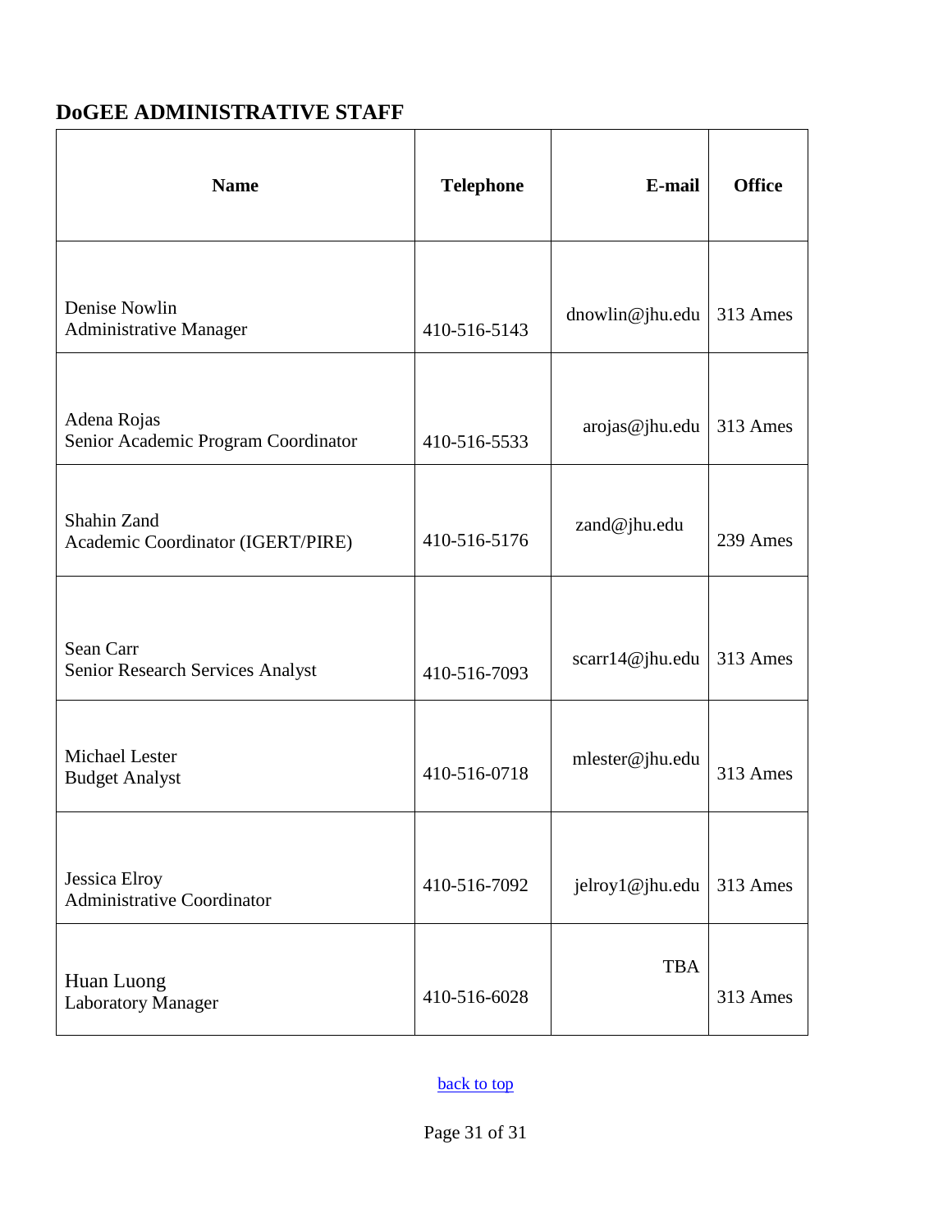## DoGEE ADMINISTRATIVE STAFF

| Name | Telephone | E-mail | Office |
|---|---|---|---|
| Denise Nowlin<br>Administrative Manager | 410-516-5143 | dnowlin@jhu.edu | 313 Ames |
| Adena Rojas<br>Senior Academic Program Coordinator | 410-516-5533 | arojas@jhu.edu | 313 Ames |
| Shahin Zand<br>Academic Coordinator (IGERT/PIRE) | 410-516-5176 | zand@jhu.edu | 239 Ames |
| Sean Carr<br>Senior Research Services Analyst | 410-516-7093 | scarr14@jhu.edu | 313 Ames |
| Michael Lester<br>Budget Analyst | 410-516-0718 | mlester@jhu.edu | 313 Ames |
| Jessica Elroy<br>Administrative Coordinator | 410-516-7092 | jelroy1@jhu.edu | 313 Ames |
| Huan Luong<br>Laboratory Manager | 410-516-6028 | TBA | 313 Ames |

back to top